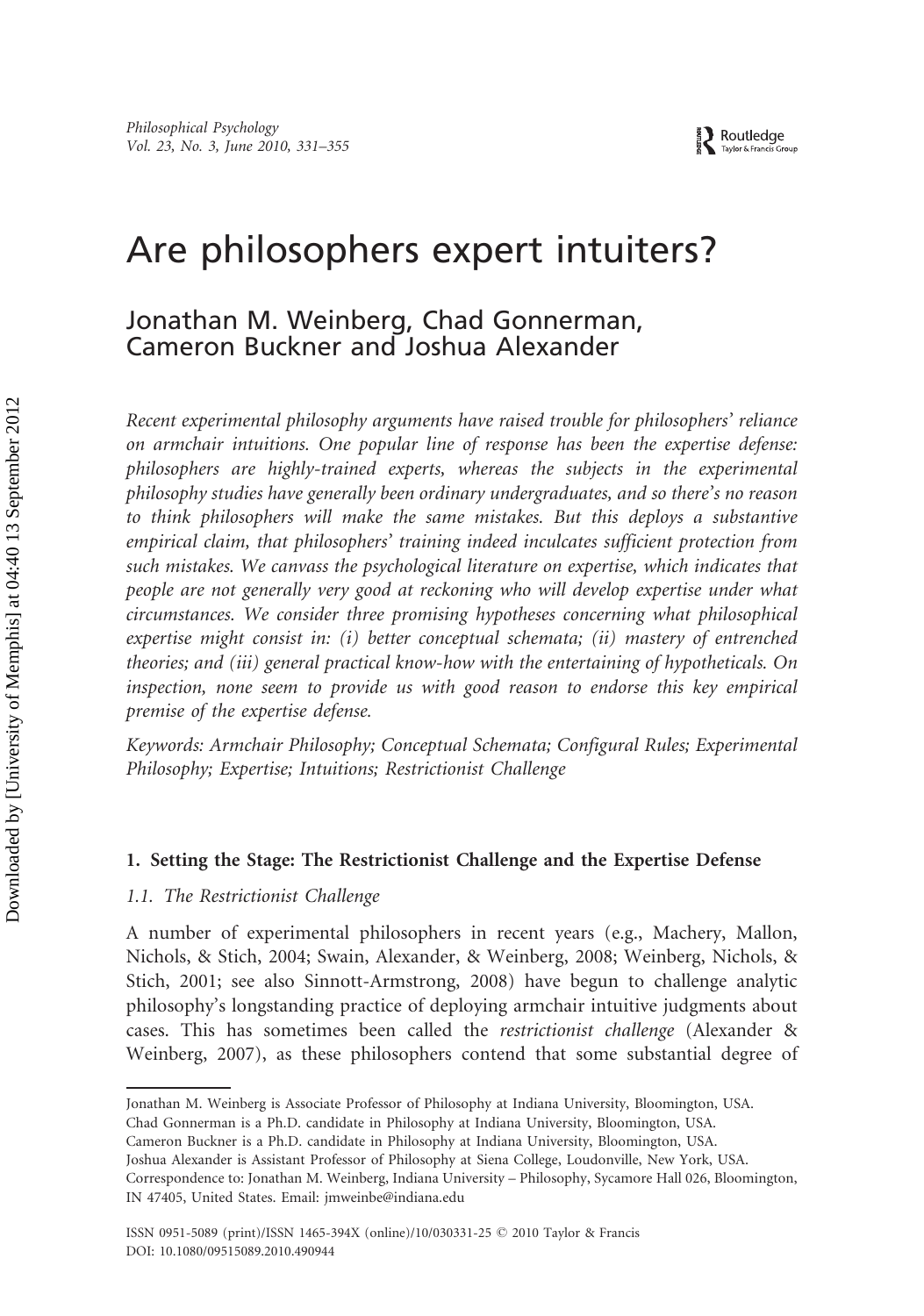# Are philosophers expert intuiters?

## Jonathan M. Weinberg, Chad Gonnerman, Cameron Buckner and Joshua Alexander

*Recent experimental philosophy arguments have raised trouble for philosophers' reliance on armchair intuitions. One popular line of response has been the expertise defense: philosophers are highly-trained experts, whereas the subjects in the experimental philosophy studies have generally been ordinary undergraduates, and so there's no reason to think philosophers will make the same mistakes. But this deploys a substantive empirical claim, that philosophers' training indeed inculcates sufficient protection from such mistakes. We canvass the psychological literature on expertise, which indicates that people are not generally very good at reckoning who will develop expertise under what circumstances. We consider three promising hypotheses concerning what philosophical expertise might consist in: (i) better conceptual schemata; (ii) mastery of entrenched theories; and (iii) general practical know-how with the entertaining of hypotheticals. On inspection, none seem to provide us with good reason to endorse this key empirical premise of the expertise defense.*

*Keywords: Armchair Philosophy; Conceptual Schemata; Configural Rules; Experimental Philosophy; Expertise; Intuitions; Restrictionist Challenge*

### 1. Setting the Stage: The Restrictionist Challenge and the Expertise Defense

#### 1.1. The Restrictionist Challenge

A number of experimental philosophers in recent years (e.g., Machery, Mallon, Nichols, & Stich, 2004; Swain, Alexander, & Weinberg, 2008; Weinberg, Nichols, & Stich, 2001; see also Sinnott-Armstrong, 2008) have begun to challenge analytic philosophy's longstanding practice of deploying armchair intuitive judgments about cases. This has sometimes been called the *restrictionist challenge* (Alexander & Weinberg, 2007), as these philosophers contend that some substantial degree of

Jonathan M. Weinberg is Associate Professor of Philosophy at Indiana University, Bloomington, USA.
Chad Gonnerman is a Ph.D. candidate in Philosophy at Indiana University, Bloomington, USA.
Cameron Buckner is a Ph.D. candidate in Philosophy at Indiana University, Bloomington, USA.
Joshua Alexander is Assistant Professor of Philosophy at Siena College, Loudonville, New York, USA.
Correspondence to: Jonathan M. Weinberg, Indiana University – Philosophy, Sycamore Hall 026, Bloomington, IN 47405, United States. Email: jmweinbe@indiana.edu

ISSN 0951-5089 (print)/ISSN 1465-394X (online)/10/030331-25 © 2010 Taylor & Francis
DOI: 10.1080/09515089.2010.490944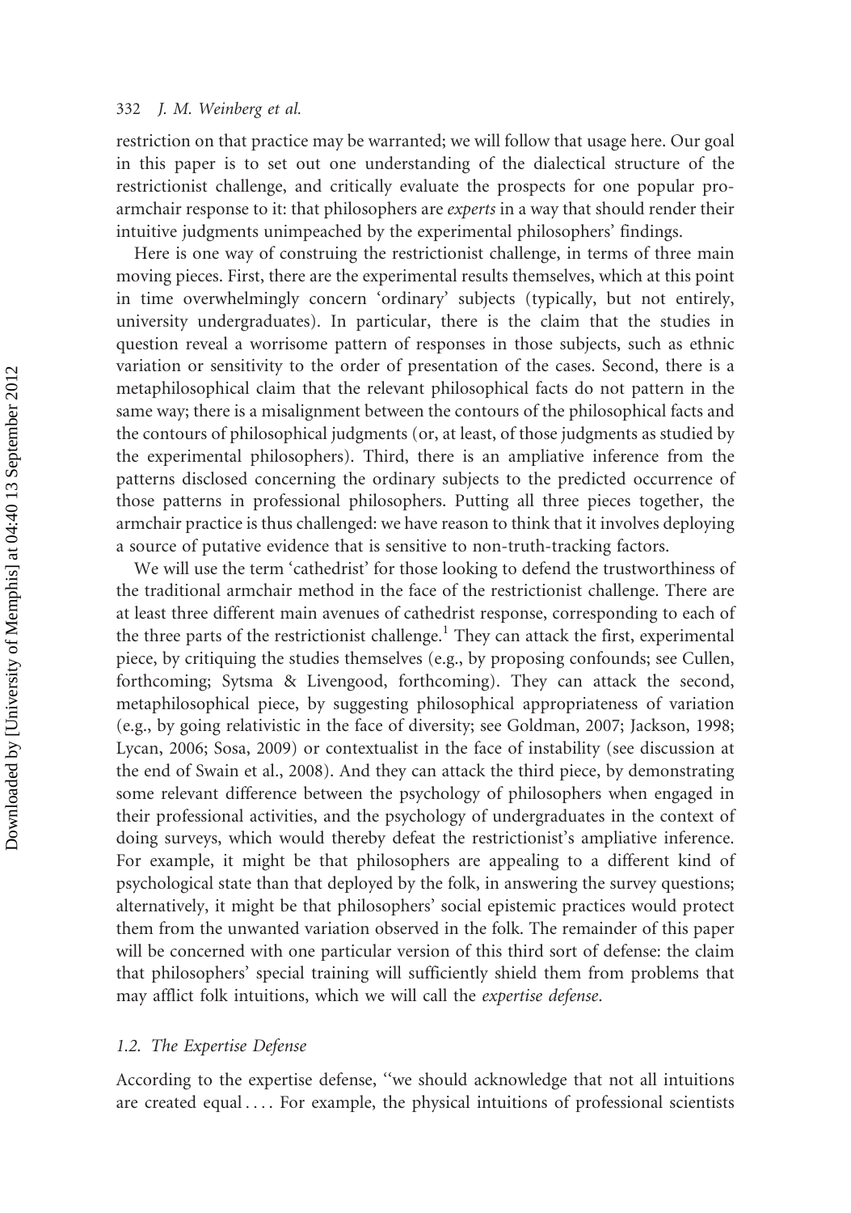restriction on that practice may be warranted; we will follow that usage here. Our goal in this paper is to set out one understanding of the dialectical structure of the restrictionist challenge, and critically evaluate the prospects for one popular pro-armchair response to it: that philosophers are *experts* in a way that should render their intuitive judgments unimpeached by the experimental philosophers' findings.

Here is one way of construing the restrictionist challenge, in terms of three main moving pieces. First, there are the experimental results themselves, which at this point in time overwhelmingly concern 'ordinary' subjects (typically, but not entirely, university undergraduates). In particular, there is the claim that the studies in question reveal a worrisome pattern of responses in those subjects, such as ethnic variation or sensitivity to the order of presentation of the cases. Second, there is a metaphilosophical claim that the relevant philosophical facts do not pattern in the same way; there is a misalignment between the contours of the philosophical facts and the contours of philosophical judgments (or, at least, of those judgments as studied by the experimental philosophers). Third, there is an ampliative inference from the patterns disclosed concerning the ordinary subjects to the predicted occurrence of those patterns in professional philosophers. Putting all three pieces together, the armchair practice is thus challenged: we have reason to think that it involves deploying a source of putative evidence that is sensitive to non-truth-tracking factors.

We will use the term 'cathedrist' for those looking to defend the trustworthiness of the traditional armchair method in the face of the restrictionist challenge. There are at least three different main avenues of cathedrist response, corresponding to each of the three parts of the restrictionist challenge.[1] They can attack the first, experimental piece, by critiquing the studies themselves (e.g., by proposing confounds; see Cullen, forthcoming; Sytsma & Livengood, forthcoming). They can attack the second, metaphilosophical piece, by suggesting philosophical appropriateness of variation (e.g., by going relativistic in the face of diversity; see Goldman, 2007; Jackson, 1998; Lycan, 2006; Sosa, 2009) or contextualist in the face of instability (see discussion at the end of Swain et al., 2008). And they can attack the third piece, by demonstrating some relevant difference between the psychology of philosophers when engaged in their professional activities, and the psychology of undergraduates in the context of doing surveys, which would thereby defeat the restrictionist's ampliative inference. For example, it might be that philosophers are appealing to a different kind of psychological state than that deployed by the folk, in answering the survey questions; alternatively, it might be that philosophers' social epistemic practices would protect them from the unwanted variation observed in the folk. The remainder of this paper will be concerned with one particular version of this third sort of defense: the claim that philosophers' special training will sufficiently shield them from problems that may afflict folk intuitions, which we will call the *expertise defense*.

### 1.2. The Expertise Defense

According to the expertise defense, "we should acknowledge that not all intuitions are created equal .... For example, the physical intuitions of professional scientists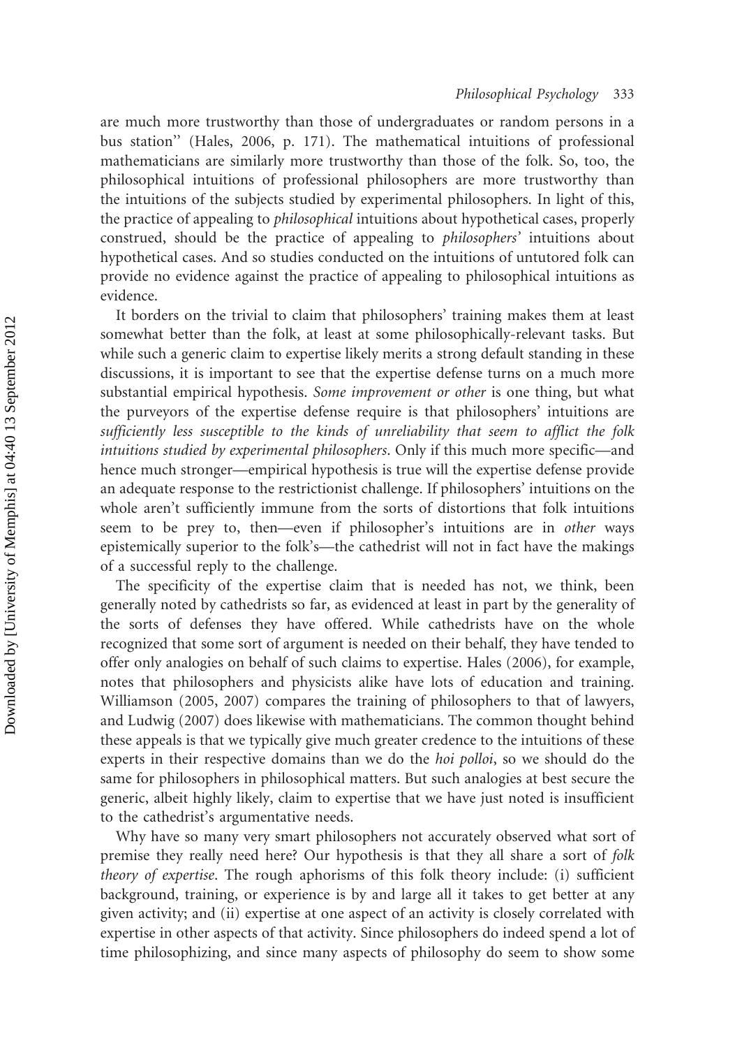are much more trustworthy than those of undergraduates or random persons in a bus station'' (Hales, 2006, p. 171). The mathematical intuitions of professional mathematicians are similarly more trustworthy than those of the folk. So, too, the philosophical intuitions of professional philosophers are more trustworthy than the intuitions of the subjects studied by experimental philosophers. In light of this, the practice of appealing to *philosophical* intuitions about hypothetical cases, properly construed, should be the practice of appealing to *philosophers'* intuitions about hypothetical cases. And so studies conducted on the intuitions of untutored folk can provide no evidence against the practice of appealing to philosophical intuitions as evidence.

It borders on the trivial to claim that philosophers' training makes them at least somewhat better than the folk, at least at some philosophically-relevant tasks. But while such a generic claim to expertise likely merits a strong default standing in these discussions, it is important to see that the expertise defense turns on a much more substantial empirical hypothesis. *Some improvement or other* is one thing, but what the purveyors of the expertise defense require is that philosophers' intuitions are *sufficiently less susceptible to the kinds of unreliability that seem to afflict the folk intuitions studied by experimental philosophers*. Only if this much more specific—and hence much stronger—empirical hypothesis is true will the expertise defense provide an adequate response to the restrictionist challenge. If philosophers' intuitions on the whole aren't sufficiently immune from the sorts of distortions that folk intuitions seem to be prey to, then—even if philosopher's intuitions are in *other* ways epistemically superior to the folk's—the cathedrist will not in fact have the makings of a successful reply to the challenge.

The specificity of the expertise claim that is needed has not, we think, been generally noted by cathedrists so far, as evidenced at least in part by the generality of the sorts of defenses they have offered. While cathedrists have on the whole recognized that some sort of argument is needed on their behalf, they have tended to offer only analogies on behalf of such claims to expertise. Hales (2006), for example, notes that philosophers and physicists alike have lots of education and training. Williamson (2005, 2007) compares the training of philosophers to that of lawyers, and Ludwig (2007) does likewise with mathematicians. The common thought behind these appeals is that we typically give much greater credence to the intuitions of these experts in their respective domains than we do the *hoi polloi*, so we should do the same for philosophers in philosophical matters. But such analogies at best secure the generic, albeit highly likely, claim to expertise that we have just noted is insufficient to the cathedrist's argumentative needs.

Why have so many very smart philosophers not accurately observed what sort of premise they really need here? Our hypothesis is that they all share a sort of *folk theory of expertise*. The rough aphorisms of this folk theory include: (i) sufficient background, training, or experience is by and large all it takes to get better at any given activity; and (ii) expertise at one aspect of an activity is closely correlated with expertise in other aspects of that activity. Since philosophers do indeed spend a lot of time philosophizing, and since many aspects of philosophy do seem to show some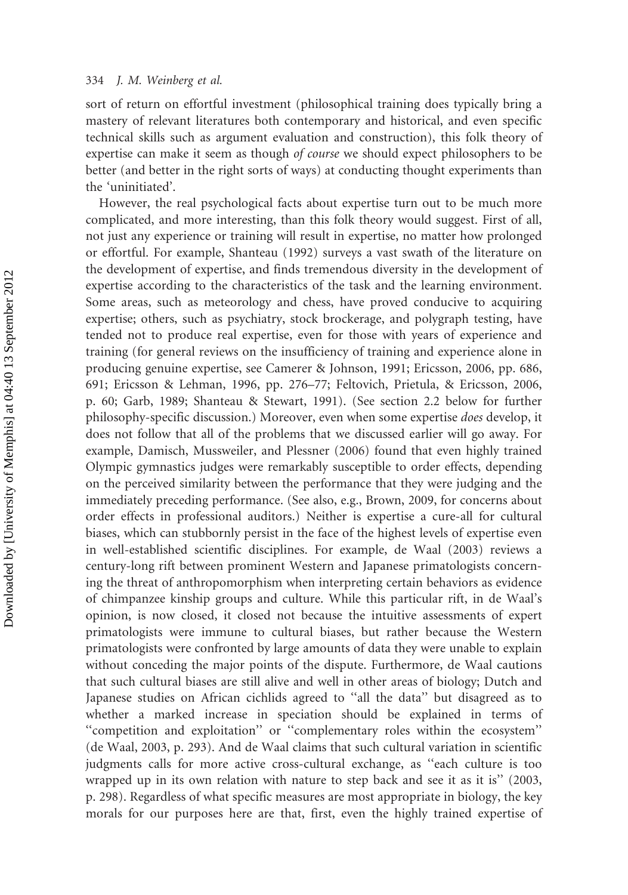sort of return on effortful investment (philosophical training does typically bring a mastery of relevant literatures both contemporary and historical, and even specific technical skills such as argument evaluation and construction), this folk theory of expertise can make it seem as though *of course* we should expect philosophers to be better (and better in the right sorts of ways) at conducting thought experiments than the 'uninitiated'.

However, the real psychological facts about expertise turn out to be much more complicated, and more interesting, than this folk theory would suggest. First of all, not just any experience or training will result in expertise, no matter how prolonged or effortful. For example, Shanteau (1992) surveys a vast swath of the literature on the development of expertise, and finds tremendous diversity in the development of expertise according to the characteristics of the task and the learning environment. Some areas, such as meteorology and chess, have proved conducive to acquiring expertise; others, such as psychiatry, stock brockerage, and polygraph testing, have tended not to produce real expertise, even for those with years of experience and training (for general reviews on the insufficiency of training and experience alone in producing genuine expertise, see Camerer & Johnson, 1991; Ericsson, 2006, pp. 686, 691; Ericsson & Lehman, 1996, pp. 276–77; Feltovich, Prietula, & Ericsson, 2006, p. 60; Garb, 1989; Shanteau & Stewart, 1991). (See section 2.2 below for further philosophy-specific discussion.) Moreover, even when some expertise *does* develop, it does not follow that all of the problems that we discussed earlier will go away. For example, Damisch, Mussweiler, and Plessner (2006) found that even highly trained Olympic gymnastics judges were remarkably susceptible to order effects, depending on the perceived similarity between the performance that they were judging and the immediately preceding performance. (See also, e.g., Brown, 2009, for concerns about order effects in professional auditors.) Neither is expertise a cure-all for cultural biases, which can stubbornly persist in the face of the highest levels of expertise even in well-established scientific disciplines. For example, de Waal (2003) reviews a century-long rift between prominent Western and Japanese primatologists concerning the threat of anthropomorphism when interpreting certain behaviors as evidence of chimpanzee kinship groups and culture. While this particular rift, in de Waal's opinion, is now closed, it closed not because the intuitive assessments of expert primatologists were immune to cultural biases, but rather because the Western primatologists were confronted by large amounts of data they were unable to explain without conceding the major points of the dispute. Furthermore, de Waal cautions that such cultural biases are still alive and well in other areas of biology; Dutch and Japanese studies on African cichlids agreed to "all the data" but disagreed as to whether a marked increase in speciation should be explained in terms of "competition and exploitation" or "complementary roles within the ecosystem" (de Waal, 2003, p. 293). And de Waal claims that such cultural variation in scientific judgments calls for more active cross-cultural exchange, as "each culture is too wrapped up in its own relation with nature to step back and see it as it is" (2003, p. 298). Regardless of what specific measures are most appropriate in biology, the key morals for our purposes here are that, first, even the highly trained expertise of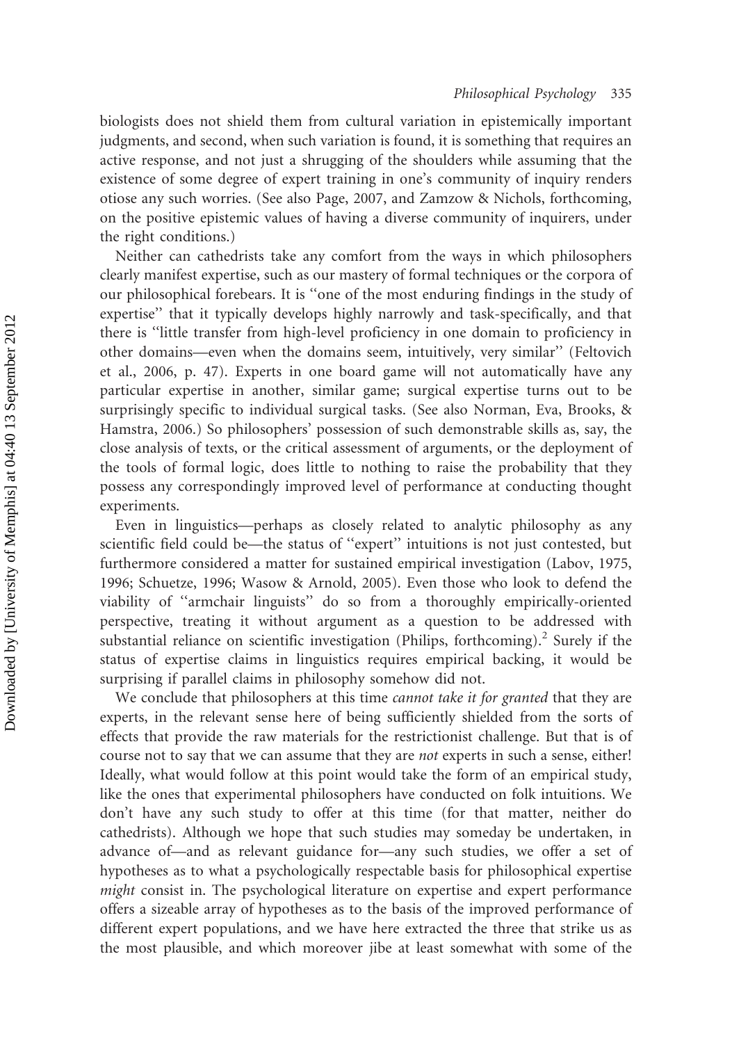biologists does not shield them from cultural variation in epistemically important judgments, and second, when such variation is found, it is something that requires an active response, and not just a shrugging of the shoulders while assuming that the existence of some degree of expert training in one's community of inquiry renders otiose any such worries. (See also Page, 2007, and Zamzow & Nichols, forthcoming, on the positive epistemic values of having a diverse community of inquirers, under the right conditions.)

Neither can cathedrists take any comfort from the ways in which philosophers clearly manifest expertise, such as our mastery of formal techniques or the corpora of our philosophical forebears. It is "one of the most enduring findings in the study of expertise" that it typically develops highly narrowly and task-specifically, and that there is "little transfer from high-level proficiency in one domain to proficiency in other domains—even when the domains seem, intuitively, very similar" (Feltovich et al., 2006, p. 47). Experts in one board game will not automatically have any particular expertise in another, similar game; surgical expertise turns out to be surprisingly specific to individual surgical tasks. (See also Norman, Eva, Brooks, & Hamstra, 2006.) So philosophers' possession of such demonstrable skills as, say, the close analysis of texts, or the critical assessment of arguments, or the deployment of the tools of formal logic, does little to nothing to raise the probability that they possess any correspondingly improved level of performance at conducting thought experiments.

Even in linguistics—perhaps as closely related to analytic philosophy as any scientific field could be—the status of "expert" intuitions is not just contested, but furthermore considered a matter for sustained empirical investigation (Labov, 1975, 1996; Schuetze, 1996; Wasow & Arnold, 2005). Even those who look to defend the viability of "armchair linguists" do so from a thoroughly empirically-oriented perspective, treating it without argument as a question to be addressed with substantial reliance on scientific investigation (Philips, forthcoming).[2] Surely if the status of expertise claims in linguistics requires empirical backing, it would be surprising if parallel claims in philosophy somehow did not.

We conclude that philosophers at this time *cannot take it for granted* that they are experts, in the relevant sense here of being sufficiently shielded from the sorts of effects that provide the raw materials for the restrictionist challenge. But that is of course not to say that we can assume that they are *not* experts in such a sense, either! Ideally, what would follow at this point would take the form of an empirical study, like the ones that experimental philosophers have conducted on folk intuitions. We don't have any such study to offer at this time (for that matter, neither do cathedrists). Although we hope that such studies may someday be undertaken, in advance of—and as relevant guidance for—any such studies, we offer a set of hypotheses as to what a psychologically respectable basis for philosophical expertise *might* consist in. The psychological literature on expertise and expert performance offers a sizeable array of hypotheses as to the basis of the improved performance of different expert populations, and we have here extracted the three that strike us as the most plausible, and which moreover jibe at least somewhat with some of the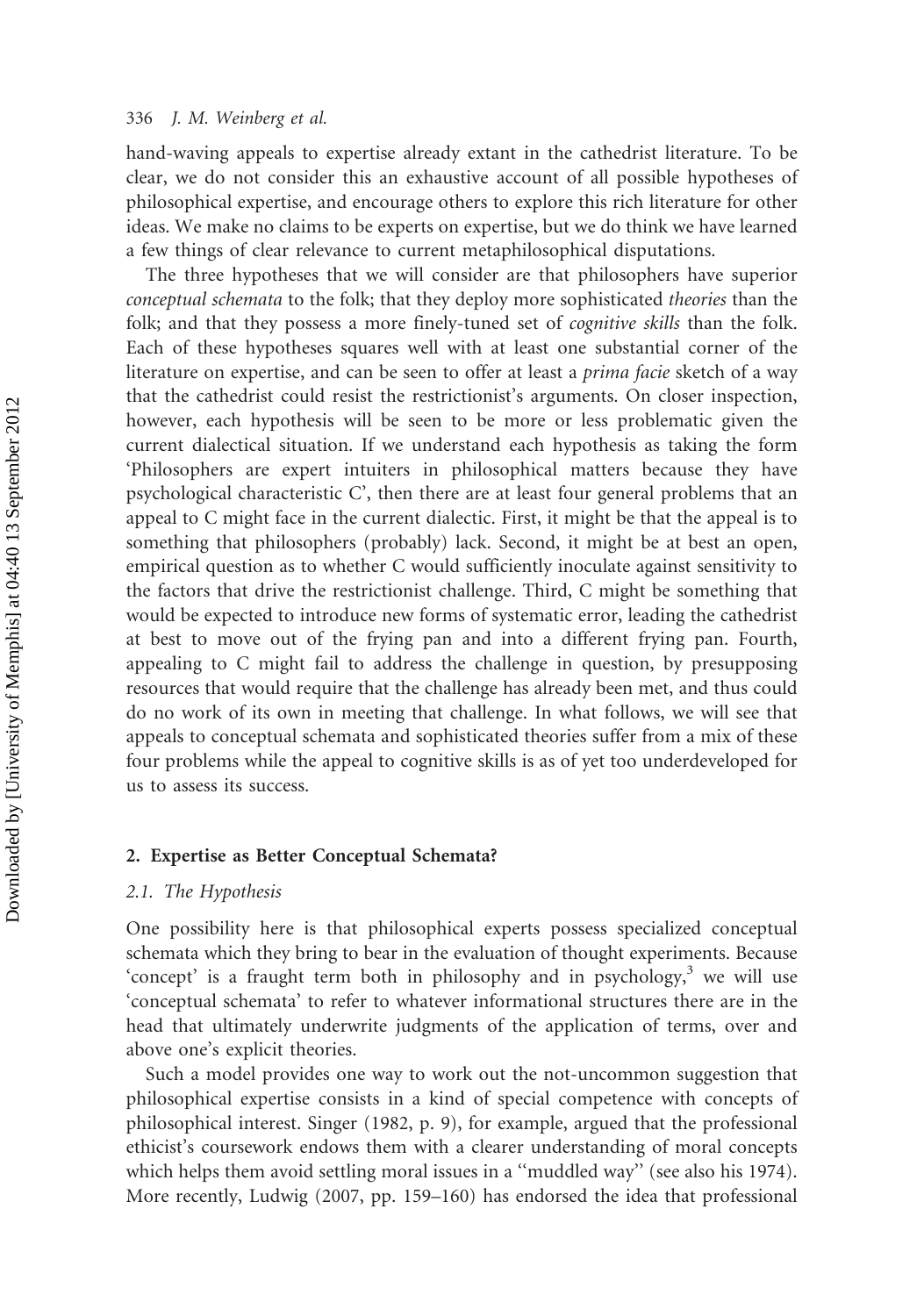hand-waving appeals to expertise already extant in the cathedrist literature. To be clear, we do not consider this an exhaustive account of all possible hypotheses of philosophical expertise, and encourage others to explore this rich literature for other ideas. We make no claims to be experts on expertise, but we do think we have learned a few things of clear relevance to current metaphilosophical disputations.

The three hypotheses that we will consider are that philosophers have superior *conceptual schemata* to the folk; that they deploy more sophisticated *theories* than the folk; and that they possess a more finely-tuned set of *cognitive skills* than the folk. Each of these hypotheses squares well with at least one substantial corner of the literature on expertise, and can be seen to offer at least a *prima facie* sketch of a way that the cathedrist could resist the restrictionist's arguments. On closer inspection, however, each hypothesis will be seen to be more or less problematic given the current dialectical situation. If we understand each hypothesis as taking the form 'Philosophers are expert intuiters in philosophical matters because they have psychological characteristic C', then there are at least four general problems that an appeal to C might face in the current dialectic. First, it might be that the appeal is to something that philosophers (probably) lack. Second, it might be at best an open, empirical question as to whether C would sufficiently inoculate against sensitivity to the factors that drive the restrictionist challenge. Third, C might be something that would be expected to introduce new forms of systematic error, leading the cathedrist at best to move out of the frying pan and into a different frying pan. Fourth, appealing to C might fail to address the challenge in question, by presupposing resources that would require that the challenge has already been met, and thus could do no work of its own in meeting that challenge. In what follows, we will see that appeals to conceptual schemata and sophisticated theories suffer from a mix of these four problems while the appeal to cognitive skills is as of yet too underdeveloped for us to assess its success.

## 2. Expertise as Better Conceptual Schemata?

### 2.1. The Hypothesis

One possibility here is that philosophical experts possess specialized conceptual schemata which they bring to bear in the evaluation of thought experiments. Because 'concept' is a fraught term both in philosophy and in psychology,[3] we will use 'conceptual schemata' to refer to whatever informational structures there are in the head that ultimately underwrite judgments of the application of terms, over and above one's explicit theories.

Such a model provides one way to work out the not-uncommon suggestion that philosophical expertise consists in a kind of special competence with concepts of philosophical interest. Singer (1982, p. 9), for example, argued that the professional ethicist's coursework endows them with a clearer understanding of moral concepts which helps them avoid settling moral issues in a "muddled way" (see also his 1974). More recently, Ludwig (2007, pp. 159–160) has endorsed the idea that professional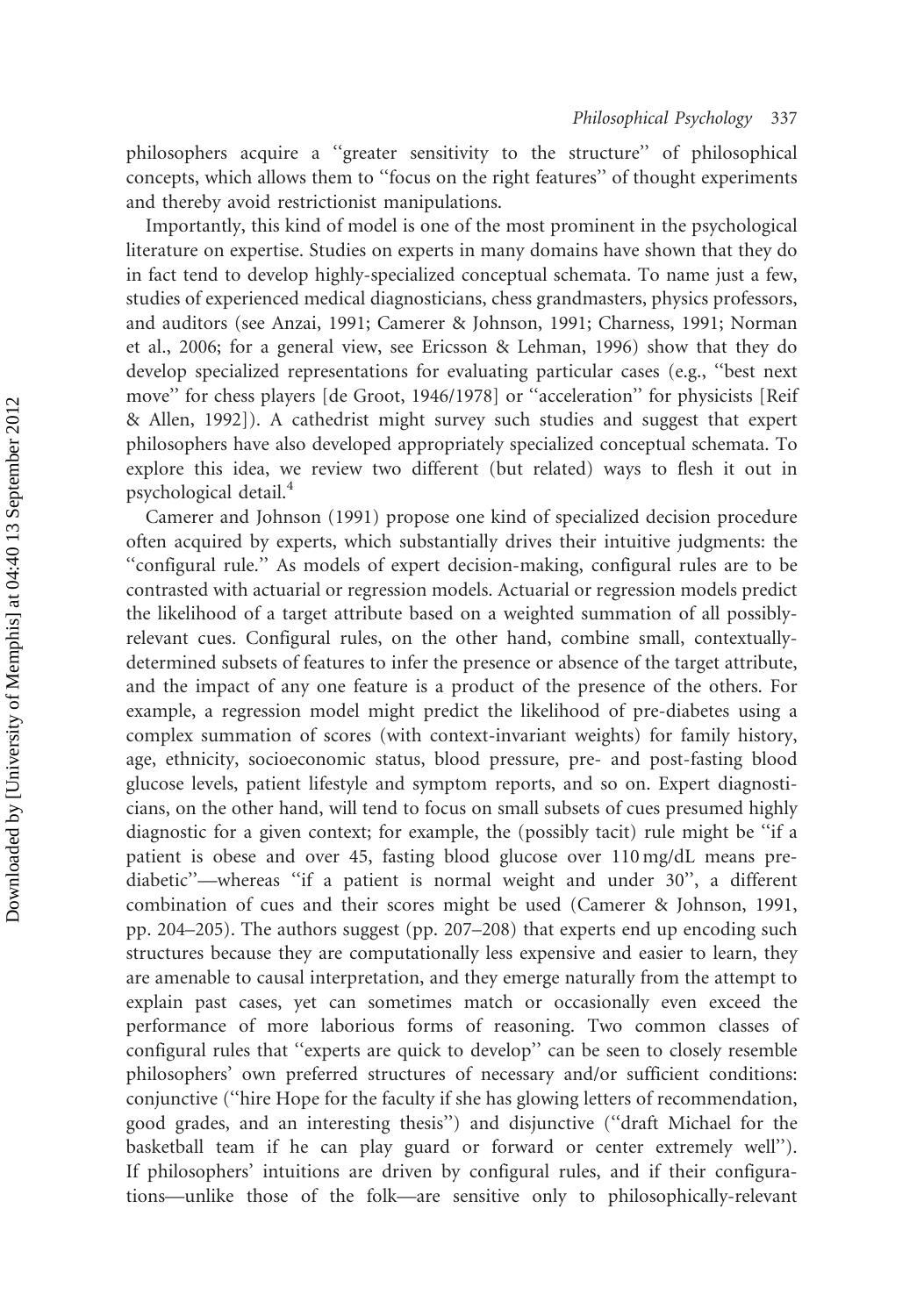philosophers acquire a "greater sensitivity to the structure" of philosophical concepts, which allows them to "focus on the right features" of thought experiments and thereby avoid restrictionist manipulations.

Importantly, this kind of model is one of the most prominent in the psychological literature on expertise. Studies on experts in many domains have shown that they do in fact tend to develop highly-specialized conceptual schemata. To name just a few, studies of experienced medical diagnosticians, chess grandmasters, physics professors, and auditors (see Anzai, 1991; Camerer & Johnson, 1991; Charness, 1991; Norman et al., 2006; for a general view, see Ericsson & Lehman, 1996) show that they do develop specialized representations for evaluating particular cases (e.g., "best next move" for chess players [de Groot, 1946/1978] or "acceleration" for physicists [Reif & Allen, 1992]). A cathedrist might survey such studies and suggest that expert philosophers have also developed appropriately specialized conceptual schemata. To explore this idea, we review two different (but related) ways to flesh it out in psychological detail.[4]

Camerer and Johnson (1991) propose one kind of specialized decision procedure often acquired by experts, which substantially drives their intuitive judgments: the "configural rule." As models of expert decision-making, configural rules are to be contrasted with actuarial or regression models. Actuarial or regression models predict the likelihood of a target attribute based on a weighted summation of all possibly-relevant cues. Configural rules, on the other hand, combine small, contextually-determined subsets of features to infer the presence or absence of the target attribute, and the impact of any one feature is a product of the presence of the others. For example, a regression model might predict the likelihood of pre-diabetes using a complex summation of scores (with context-invariant weights) for family history, age, ethnicity, socioeconomic status, blood pressure, pre- and post-fasting blood glucose levels, patient lifestyle and symptom reports, and so on. Expert diagnosticians, on the other hand, will tend to focus on small subsets of cues presumed highly diagnostic for a given context; for example, the (possibly tacit) rule might be "if a patient is obese and over 45, fasting blood glucose over 110 mg/dL means pre-diabetic"—whereas "if a patient is normal weight and under 30", a different combination of cues and their scores might be used (Camerer & Johnson, 1991, pp. 204–205). The authors suggest (pp. 207–208) that experts end up encoding such structures because they are computationally less expensive and easier to learn, they are amenable to causal interpretation, and they emerge naturally from the attempt to explain past cases, yet can sometimes match or occasionally even exceed the performance of more laborious forms of reasoning. Two common classes of configural rules that "experts are quick to develop" can be seen to closely resemble philosophers' own preferred structures of necessary and/or sufficient conditions: conjunctive ("hire Hope for the faculty if she has glowing letters of recommendation, good grades, and an interesting thesis") and disjunctive ("draft Michael for the basketball team if he can play guard or forward or center extremely well"). If philosophers' intuitions are driven by configural rules, and if their configurations—unlike those of the folk—are sensitive only to philosophically-relevant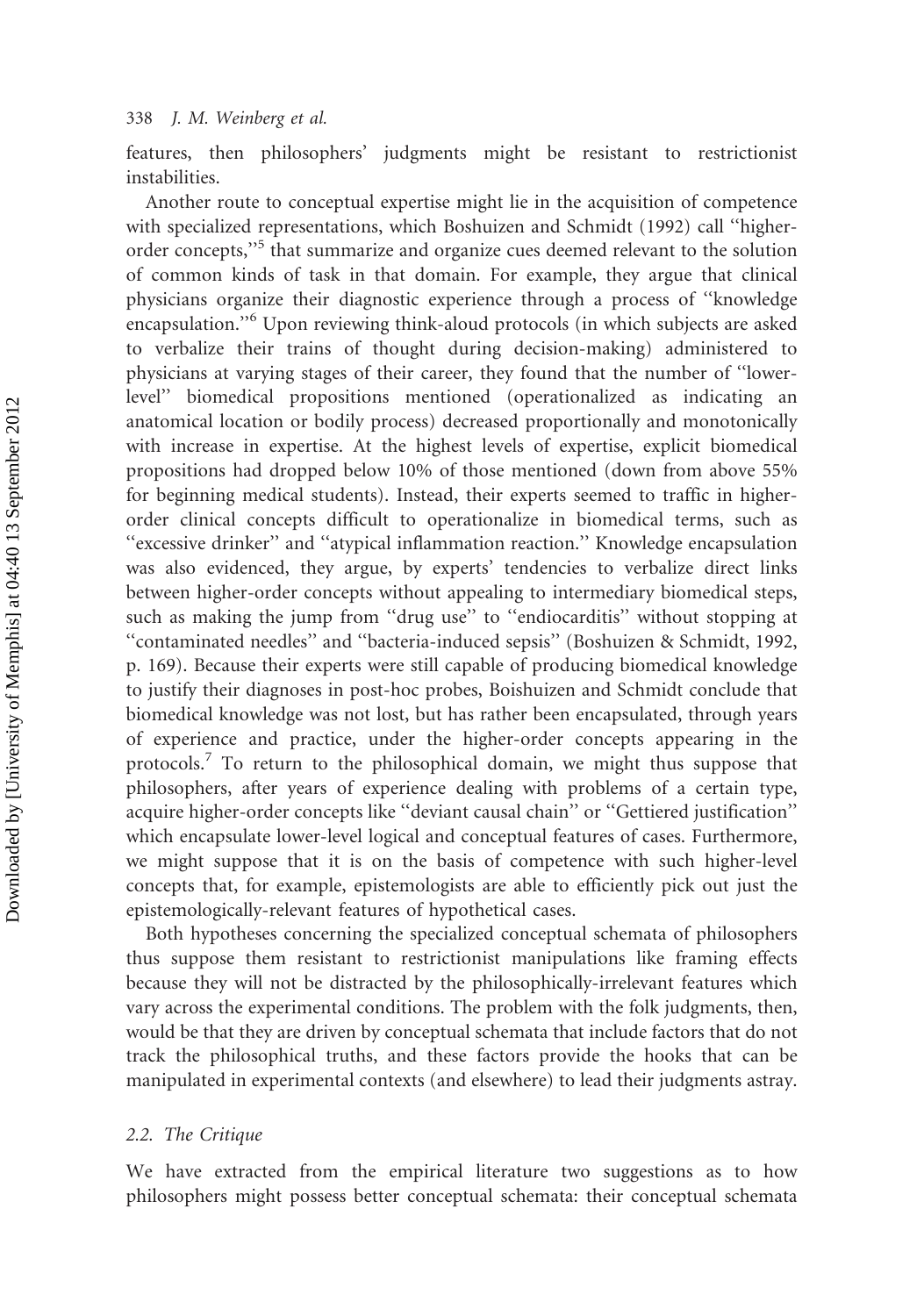features, then philosophers' judgments might be resistant to restrictionist instabilities.

Another route to conceptual expertise might lie in the acquisition of competence with specialized representations, which Boshuizen and Schmidt (1992) call "higher-order concepts,"[5] that summarize and organize cues deemed relevant to the solution of common kinds of task in that domain. For example, they argue that clinical physicians organize their diagnostic experience through a process of "knowledge encapsulation."[6] Upon reviewing think-aloud protocols (in which subjects are asked to verbalize their trains of thought during decision-making) administered to physicians at varying stages of their career, they found that the number of "lower-level" biomedical propositions mentioned (operationalized as indicating an anatomical location or bodily process) decreased proportionally and monotonically with increase in expertise. At the highest levels of expertise, explicit biomedical propositions had dropped below 10% of those mentioned (down from above 55% for beginning medical students). Instead, their experts seemed to traffic in higher-order clinical concepts difficult to operationalize in biomedical terms, such as "excessive drinker" and "atypical inflammation reaction." Knowledge encapsulation was also evidenced, they argue, by experts' tendencies to verbalize direct links between higher-order concepts without appealing to intermediary biomedical steps, such as making the jump from "drug use" to "endiocarditis" without stopping at "contaminated needles" and "bacteria-induced sepsis" (Boshuizen & Schmidt, 1992, p. 169). Because their experts were still capable of producing biomedical knowledge to justify their diagnoses in post-hoc probes, Boishuizen and Schmidt conclude that biomedical knowledge was not lost, but has rather been encapsulated, through years of experience and practice, under the higher-order concepts appearing in the protocols.[7] To return to the philosophical domain, we might thus suppose that philosophers, after years of experience dealing with problems of a certain type, acquire higher-order concepts like "deviant causal chain" or "Gettiered justification" which encapsulate lower-level logical and conceptual features of cases. Furthermore, we might suppose that it is on the basis of competence with such higher-level concepts that, for example, epistemologists are able to efficiently pick out just the epistemologically-relevant features of hypothetical cases.

Both hypotheses concerning the specialized conceptual schemata of philosophers thus suppose them resistant to restrictionist manipulations like framing effects because they will not be distracted by the philosophically-irrelevant features which vary across the experimental conditions. The problem with the folk judgments, then, would be that they are driven by conceptual schemata that include factors that do not track the philosophical truths, and these factors provide the hooks that can be manipulated in experimental contexts (and elsewhere) to lead their judgments astray.

### 2.2. The Critique

We have extracted from the empirical literature two suggestions as to how philosophers might possess better conceptual schemata: their conceptual schemata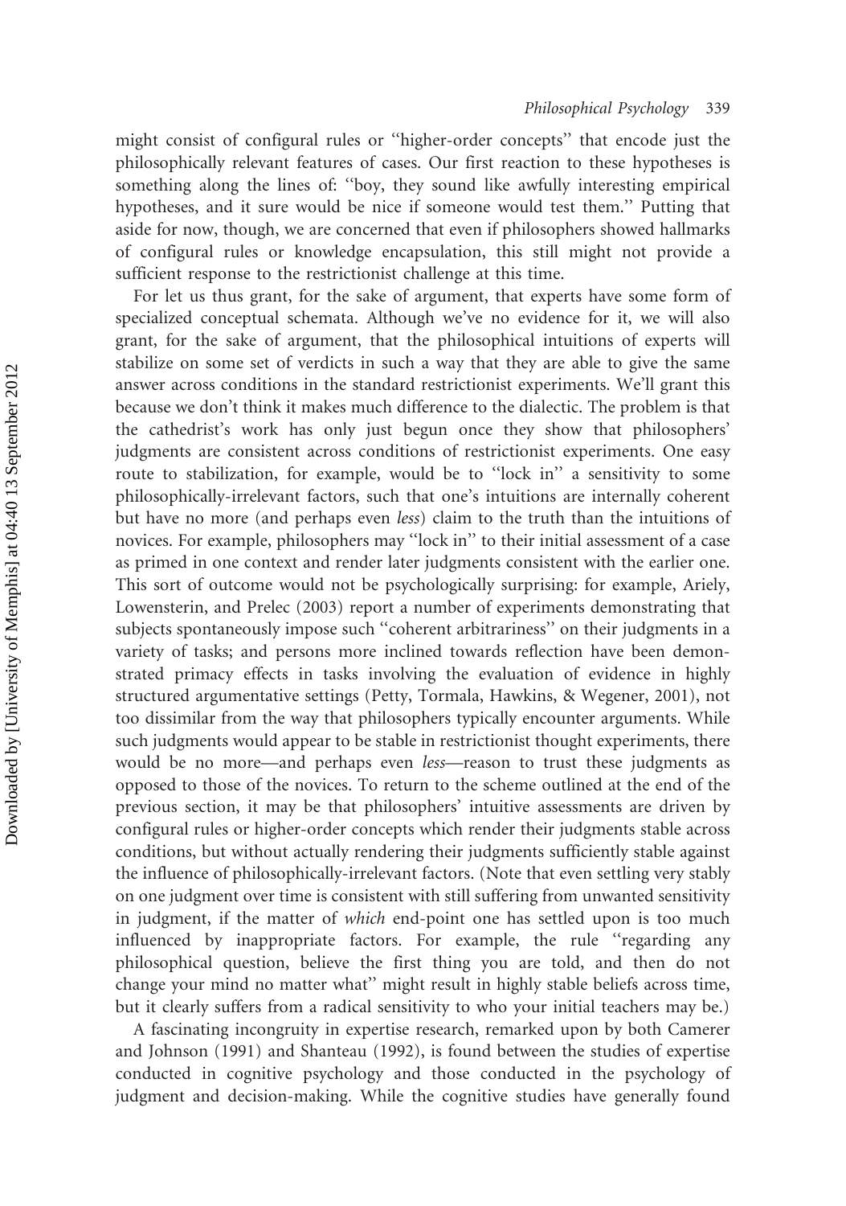might consist of configural rules or "higher-order concepts" that encode just the philosophically relevant features of cases. Our first reaction to these hypotheses is something along the lines of: "boy, they sound like awfully interesting empirical hypotheses, and it sure would be nice if someone would test them." Putting that aside for now, though, we are concerned that even if philosophers showed hallmarks of configural rules or knowledge encapsulation, this still might not provide a sufficient response to the restrictionist challenge at this time.

For let us thus grant, for the sake of argument, that experts have some form of specialized conceptual schemata. Although we've no evidence for it, we will also grant, for the sake of argument, that the philosophical intuitions of experts will stabilize on some set of verdicts in such a way that they are able to give the same answer across conditions in the standard restrictionist experiments. We'll grant this because we don't think it makes much difference to the dialectic. The problem is that the cathedrist's work has only just begun once they show that philosophers' judgments are consistent across conditions of restrictionist experiments. One easy route to stabilization, for example, would be to "lock in" a sensitivity to some philosophically-irrelevant factors, such that one's intuitions are internally coherent but have no more (and perhaps even *less*) claim to the truth than the intuitions of novices. For example, philosophers may "lock in" to their initial assessment of a case as primed in one context and render later judgments consistent with the earlier one. This sort of outcome would not be psychologically surprising: for example, Ariely, Lowensterin, and Prelec (2003) report a number of experiments demonstrating that subjects spontaneously impose such "coherent arbitrariness" on their judgments in a variety of tasks; and persons more inclined towards reflection have been demonstrated primacy effects in tasks involving the evaluation of evidence in highly structured argumentative settings (Petty, Tormala, Hawkins, & Wegener, 2001), not too dissimilar from the way that philosophers typically encounter arguments. While such judgments would appear to be stable in restrictionist thought experiments, there would be no more—and perhaps even *less*—reason to trust these judgments as opposed to those of the novices. To return to the scheme outlined at the end of the previous section, it may be that philosophers' intuitive assessments are driven by configural rules or higher-order concepts which render their judgments stable across conditions, but without actually rendering their judgments sufficiently stable against the influence of philosophically-irrelevant factors. (Note that even settling very stably on one judgment over time is consistent with still suffering from unwanted sensitivity in judgment, if the matter of *which* end-point one has settled upon is too much influenced by inappropriate factors. For example, the rule "regarding any philosophical question, believe the first thing you are told, and then do not change your mind no matter what" might result in highly stable beliefs across time, but it clearly suffers from a radical sensitivity to who your initial teachers may be.)

A fascinating incongruity in expertise research, remarked upon by both Camerer and Johnson (1991) and Shanteau (1992), is found between the studies of expertise conducted in cognitive psychology and those conducted in the psychology of judgment and decision-making. While the cognitive studies have generally found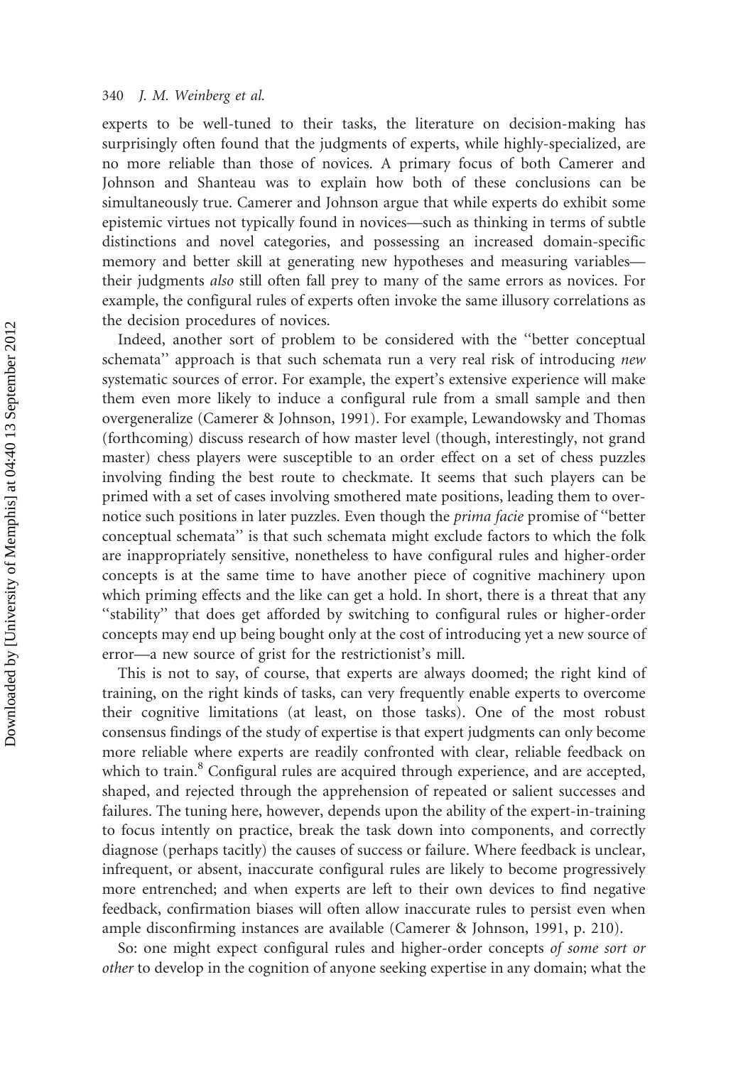experts to be well-tuned to their tasks, the literature on decision-making has surprisingly often found that the judgments of experts, while highly-specialized, are no more reliable than those of novices. A primary focus of both Camerer and Johnson and Shanteau was to explain how both of these conclusions can be simultaneously true. Camerer and Johnson argue that while experts do exhibit some epistemic virtues not typically found in novices—such as thinking in terms of subtle distinctions and novel categories, and possessing an increased domain-specific memory and better skill at generating new hypotheses and measuring variables—their judgments *also* still often fall prey to many of the same errors as novices. For example, the configural rules of experts often invoke the same illusory correlations as the decision procedures of novices.

Indeed, another sort of problem to be considered with the ''better conceptual schemata'' approach is that such schemata run a very real risk of introducing *new* systematic sources of error. For example, the expert's extensive experience will make them even more likely to induce a configural rule from a small sample and then overgeneralize (Camerer & Johnson, 1991). For example, Lewandowsky and Thomas (forthcoming) discuss research of how master level (though, interestingly, not grand master) chess players were susceptible to an order effect on a set of chess puzzles involving finding the best route to checkmate. It seems that such players can be primed with a set of cases involving smothered mate positions, leading them to over-notice such positions in later puzzles. Even though the *prima facie* promise of ''better conceptual schemata'' is that such schemata might exclude factors to which the folk are inappropriately sensitive, nonetheless to have configural rules and higher-order concepts is at the same time to have another piece of cognitive machinery upon which priming effects and the like can get a hold. In short, there is a threat that any ''stability'' that does get afforded by switching to configural rules or higher-order concepts may end up being bought only at the cost of introducing yet a new source of error—a new source of grist for the restrictionist's mill.

This is not to say, of course, that experts are always doomed; the right kind of training, on the right kinds of tasks, can very frequently enable experts to overcome their cognitive limitations (at least, on those tasks). One of the most robust consensus findings of the study of expertise is that expert judgments can only become more reliable where experts are readily confronted with clear, reliable feedback on which to train.[8] Configural rules are acquired through experience, and are accepted, shaped, and rejected through the apprehension of repeated or salient successes and failures. The tuning here, however, depends upon the ability of the expert-in-training to focus intently on practice, break the task down into components, and correctly diagnose (perhaps tacitly) the causes of success or failure. Where feedback is unclear, infrequent, or absent, inaccurate configural rules are likely to become progressively more entrenched; and when experts are left to their own devices to find negative feedback, confirmation biases will often allow inaccurate rules to persist even when ample disconfirming instances are available (Camerer & Johnson, 1991, p. 210).

So: one might expect configural rules and higher-order concepts *of some sort or other* to develop in the cognition of anyone seeking expertise in any domain; what the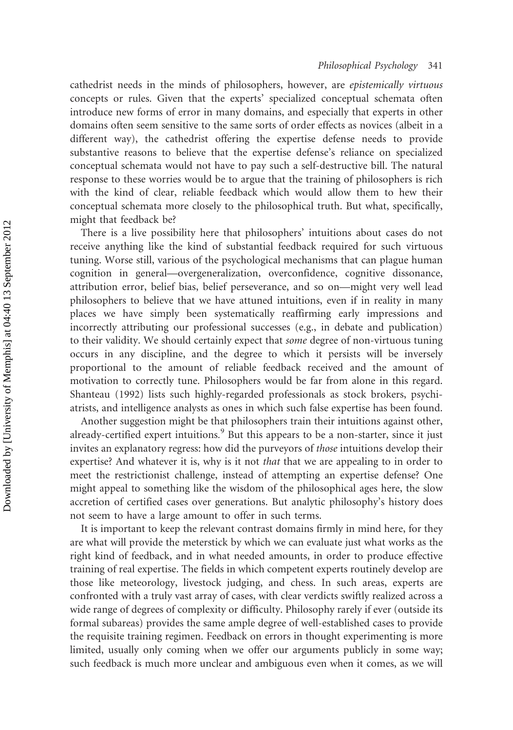cathedrist needs in the minds of philosophers, however, are *epistemically virtuous* concepts or rules. Given that the experts' specialized conceptual schemata often introduce new forms of error in many domains, and especially that experts in other domains often seem sensitive to the same sorts of order effects as novices (albeit in a different way), the cathedrist offering the expertise defense needs to provide substantive reasons to believe that the expertise defense's reliance on specialized conceptual schemata would not have to pay such a self-destructive bill. The natural response to these worries would be to argue that the training of philosophers is rich with the kind of clear, reliable feedback which would allow them to hew their conceptual schemata more closely to the philosophical truth. But what, specifically, might that feedback be?

There is a live possibility here that philosophers' intuitions about cases do not receive anything like the kind of substantial feedback required for such virtuous tuning. Worse still, various of the psychological mechanisms that can plague human cognition in general—overgeneralization, overconfidence, cognitive dissonance, attribution error, belief bias, belief perseverance, and so on—might very well lead philosophers to believe that we have attuned intuitions, even if in reality in many places we have simply been systematically reaffirming early impressions and incorrectly attributing our professional successes (e.g., in debate and publication) to their validity. We should certainly expect that *some* degree of non-virtuous tuning occurs in any discipline, and the degree to which it persists will be inversely proportional to the amount of reliable feedback received and the amount of motivation to correctly tune. Philosophers would be far from alone in this regard. Shanteau (1992) lists such highly-regarded professionals as stock brokers, psychiatrists, and intelligence analysts as ones in which such false expertise has been found.

Another suggestion might be that philosophers train their intuitions against other, already-certified expert intuitions.[9] But this appears to be a non-starter, since it just invites an explanatory regress: how did the purveyors of *those* intuitions develop their expertise? And whatever it is, why is it not *that* that we are appealing to in order to meet the restrictionist challenge, instead of attempting an expertise defense? One might appeal to something like the wisdom of the philosophical ages here, the slow accretion of certified cases over generations. But analytic philosophy's history does not seem to have a large amount to offer in such terms.

It is important to keep the relevant contrast domains firmly in mind here, for they are what will provide the meterstick by which we can evaluate just what works as the right kind of feedback, and in what needed amounts, in order to produce effective training of real expertise. The fields in which competent experts routinely develop are those like meteorology, livestock judging, and chess. In such areas, experts are confronted with a truly vast array of cases, with clear verdicts swiftly realized across a wide range of degrees of complexity or difficulty. Philosophy rarely if ever (outside its formal subareas) provides the same ample degree of well-established cases to provide the requisite training regimen. Feedback on errors in thought experimenting is more limited, usually only coming when we offer our arguments publicly in some way; such feedback is much more unclear and ambiguous even when it comes, as we will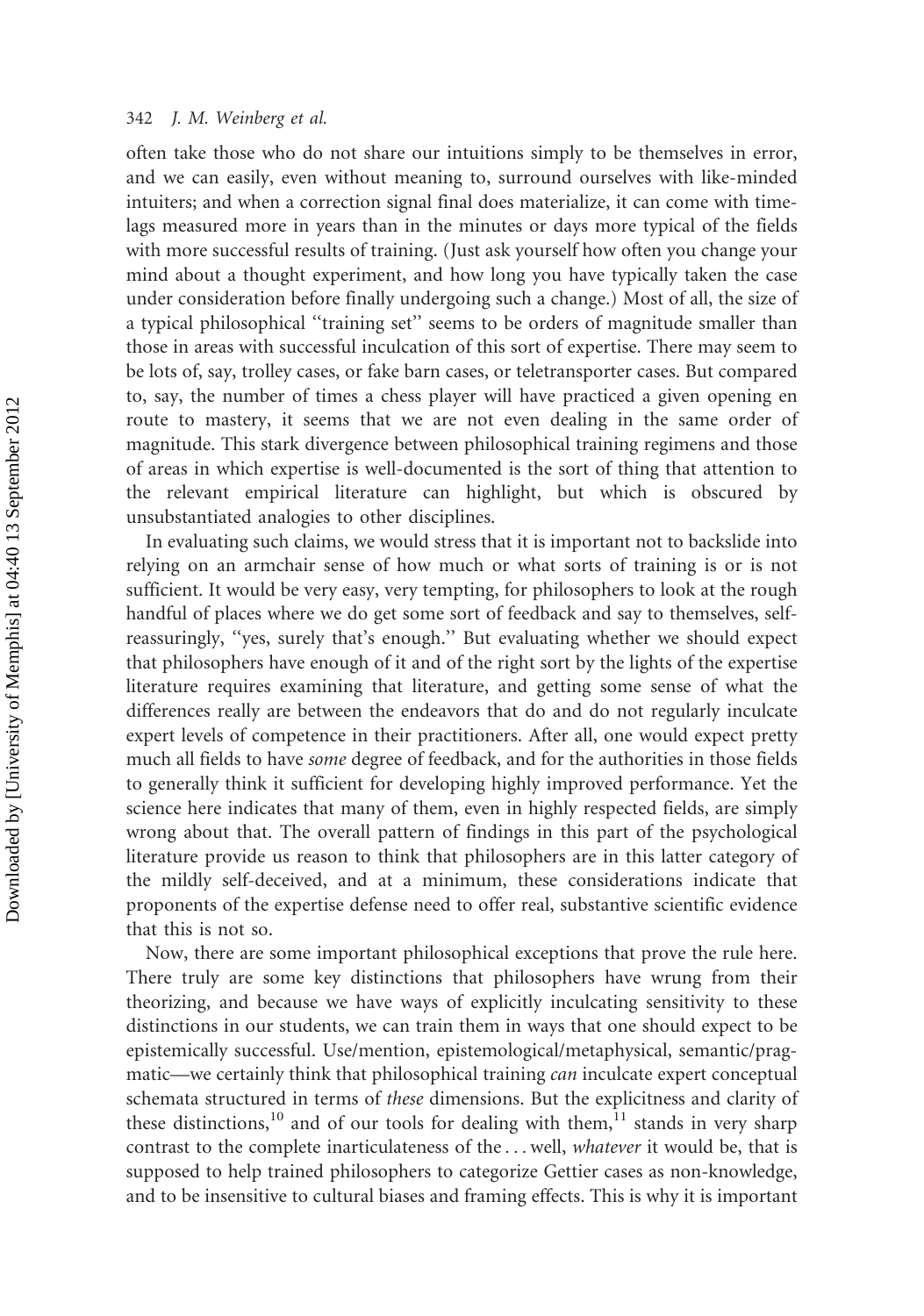often take those who do not share our intuitions simply to be themselves in error, and we can easily, even without meaning to, surround ourselves with like-minded intuiters; and when a correction signal final does materialize, it can come with time-lags measured more in years than in the minutes or days more typical of the fields with more successful results of training. (Just ask yourself how often you change your mind about a thought experiment, and how long you have typically taken the case under consideration before finally undergoing such a change.) Most of all, the size of a typical philosophical "training set" seems to be orders of magnitude smaller than those in areas with successful inculcation of this sort of expertise. There may seem to be lots of, say, trolley cases, or fake barn cases, or teletransporter cases. But compared to, say, the number of times a chess player will have practiced a given opening en route to mastery, it seems that we are not even dealing in the same order of magnitude. This stark divergence between philosophical training regimens and those of areas in which expertise is well-documented is the sort of thing that attention to the relevant empirical literature can highlight, but which is obscured by unsubstantiated analogies to other disciplines.

In evaluating such claims, we would stress that it is important not to backslide into relying on an armchair sense of how much or what sorts of training is or is not sufficient. It would be very easy, very tempting, for philosophers to look at the rough handful of places where we do get some sort of feedback and say to themselves, self-reassuringly, "yes, surely that's enough." But evaluating whether we should expect that philosophers have enough of it and of the right sort by the lights of the expertise literature requires examining that literature, and getting some sense of what the differences really are between the endeavors that do and do not regularly inculcate expert levels of competence in their practitioners. After all, one would expect pretty much all fields to have *some* degree of feedback, and for the authorities in those fields to generally think it sufficient for developing highly improved performance. Yet the science here indicates that many of them, even in highly respected fields, are simply wrong about that. The overall pattern of findings in this part of the psychological literature provide us reason to think that philosophers are in this latter category of the mildly self-deceived, and at a minimum, these considerations indicate that proponents of the expertise defense need to offer real, substantive scientific evidence that this is not so.

Now, there are some important philosophical exceptions that prove the rule here. There truly are some key distinctions that philosophers have wrung from their theorizing, and because we have ways of explicitly inculcating sensitivity to these distinctions in our students, we can train them in ways that one should expect to be epistemically successful. Use/mention, epistemological/metaphysical, semantic/pragmatic—we certainly think that philosophical training *can* inculcate expert conceptual schemata structured in terms of *these* dimensions. But the explicitness and clarity of these distinctions,[10] and of our tools for dealing with them,[11] stands in very sharp contrast to the complete inarticulateness of the . . . well, *whatever* it would be, that is supposed to help trained philosophers to categorize Gettier cases as non-knowledge, and to be insensitive to cultural biases and framing effects. This is why it is important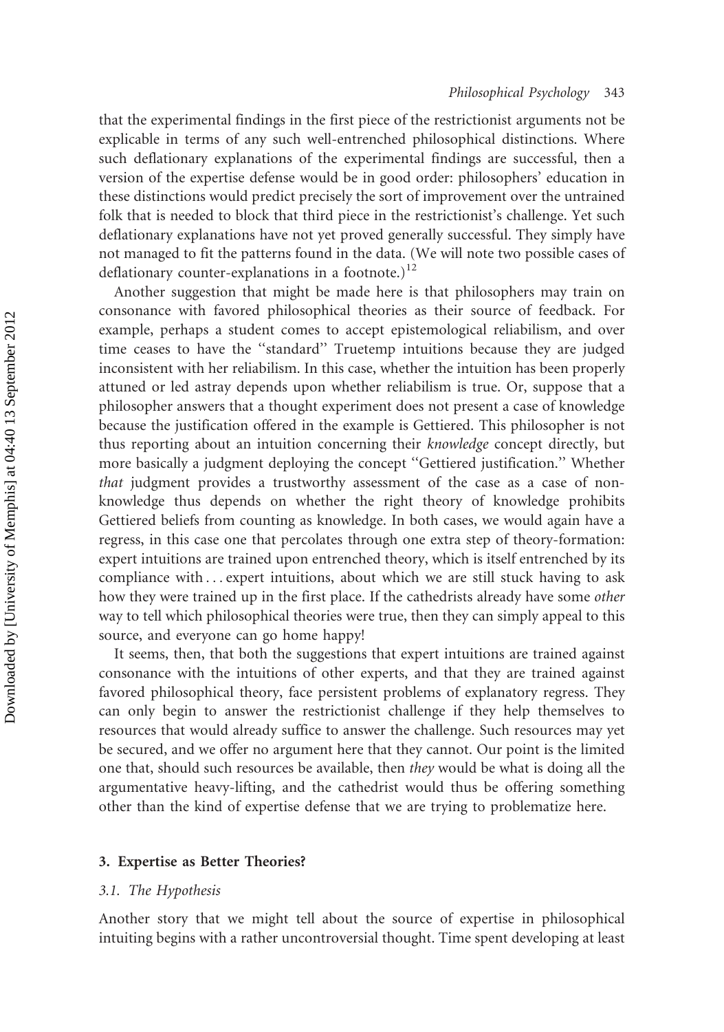that the experimental findings in the first piece of the restrictionist arguments not be explicable in terms of any such well-entrenched philosophical distinctions. Where such deflationary explanations of the experimental findings are successful, then a version of the expertise defense would be in good order: philosophers' education in these distinctions would predict precisely the sort of improvement over the untrained folk that is needed to block that third piece in the restrictionist's challenge. Yet such deflationary explanations have not yet proved generally successful. They simply have not managed to fit the patterns found in the data. (We will note two possible cases of deflationary counter-explanations in a footnote.)[12]

Another suggestion that might be made here is that philosophers may train on consonance with favored philosophical theories as their source of feedback. For example, perhaps a student comes to accept epistemological reliabilism, and over time ceases to have the "standard" Truetemp intuitions because they are judged inconsistent with her reliabilism. In this case, whether the intuition has been properly attuned or led astray depends upon whether reliabilism is true. Or, suppose that a philosopher answers that a thought experiment does not present a case of knowledge because the justification offered in the example is Gettiered. This philosopher is not thus reporting about an intuition concerning their *knowledge* concept directly, but more basically a judgment deploying the concept "Gettiered justification." Whether *that* judgment provides a trustworthy assessment of the case as a case of non-knowledge thus depends on whether the right theory of knowledge prohibits Gettiered beliefs from counting as knowledge. In both cases, we would again have a regress, in this case one that percolates through one extra step of theory-formation: expert intuitions are trained upon entrenched theory, which is itself entrenched by its compliance with ... expert intuitions, about which we are still stuck having to ask how they were trained up in the first place. If the cathedrists already have some *other* way to tell which philosophical theories were true, then they can simply appeal to this source, and everyone can go home happy!

It seems, then, that both the suggestions that expert intuitions are trained against consonance with the intuitions of other experts, and that they are trained against favored philosophical theory, face persistent problems of explanatory regress. They can only begin to answer the restrictionist challenge if they help themselves to resources that would already suffice to answer the challenge. Such resources may yet be secured, and we offer no argument here that they cannot. Our point is the limited one that, should such resources be available, then *they* would be what is doing all the argumentative heavy-lifting, and the cathedrist would thus be offering something other than the kind of expertise defense that we are trying to problematize here.

## 3. Expertise as Better Theories?

### 3.1. The Hypothesis

Another story that we might tell about the source of expertise in philosophical intuiting begins with a rather uncontroversial thought. Time spent developing at least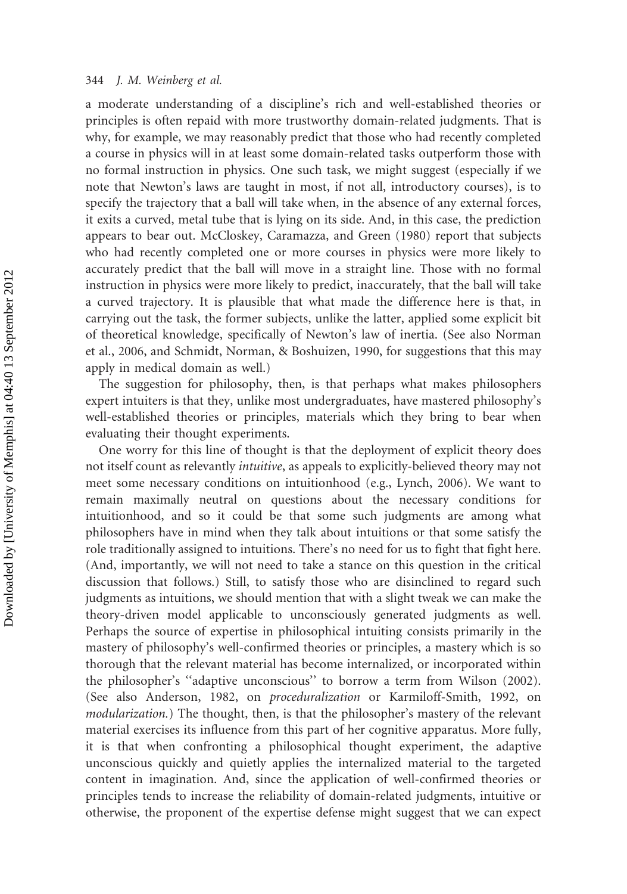a moderate understanding of a discipline's rich and well-established theories or principles is often repaid with more trustworthy domain-related judgments. That is why, for example, we may reasonably predict that those who had recently completed a course in physics will in at least some domain-related tasks outperform those with no formal instruction in physics. One such task, we might suggest (especially if we note that Newton's laws are taught in most, if not all, introductory courses), is to specify the trajectory that a ball will take when, in the absence of any external forces, it exits a curved, metal tube that is lying on its side. And, in this case, the prediction appears to bear out. McCloskey, Caramazza, and Green (1980) report that subjects who had recently completed one or more courses in physics were more likely to accurately predict that the ball will move in a straight line. Those with no formal instruction in physics were more likely to predict, inaccurately, that the ball will take a curved trajectory. It is plausible that what made the difference here is that, in carrying out the task, the former subjects, unlike the latter, applied some explicit bit of theoretical knowledge, specifically of Newton's law of inertia. (See also Norman et al., 2006, and Schmidt, Norman, & Boshuizen, 1990, for suggestions that this may apply in medical domain as well.)

The suggestion for philosophy, then, is that perhaps what makes philosophers expert intuiters is that they, unlike most undergraduates, have mastered philosophy's well-established theories or principles, materials which they bring to bear when evaluating their thought experiments.

One worry for this line of thought is that the deployment of explicit theory does not itself count as relevantly *intuitive*, as appeals to explicitly-believed theory may not meet some necessary conditions on intuitionhood (e.g., Lynch, 2006). We want to remain maximally neutral on questions about the necessary conditions for intuitionhood, and so it could be that some such judgments are among what philosophers have in mind when they talk about intuitions or that some satisfy the role traditionally assigned to intuitions. There's no need for us to fight that fight here. (And, importantly, we will not need to take a stance on this question in the critical discussion that follows.) Still, to satisfy those who are disinclined to regard such judgments as intuitions, we should mention that with a slight tweak we can make the theory-driven model applicable to unconsciously generated judgments as well. Perhaps the source of expertise in philosophical intuiting consists primarily in the mastery of philosophy's well-confirmed theories or principles, a mastery which is so thorough that the relevant material has become internalized, or incorporated within the philosopher's ''adaptive unconscious'' to borrow a term from Wilson (2002). (See also Anderson, 1982, on *proceduralization* or Karmiloff-Smith, 1992, on *modularization.*) The thought, then, is that the philosopher's mastery of the relevant material exercises its influence from this part of her cognitive apparatus. More fully, it is that when confronting a philosophical thought experiment, the adaptive unconscious quickly and quietly applies the internalized material to the targeted content in imagination. And, since the application of well-confirmed theories or principles tends to increase the reliability of domain-related judgments, intuitive or otherwise, the proponent of the expertise defense might suggest that we can expect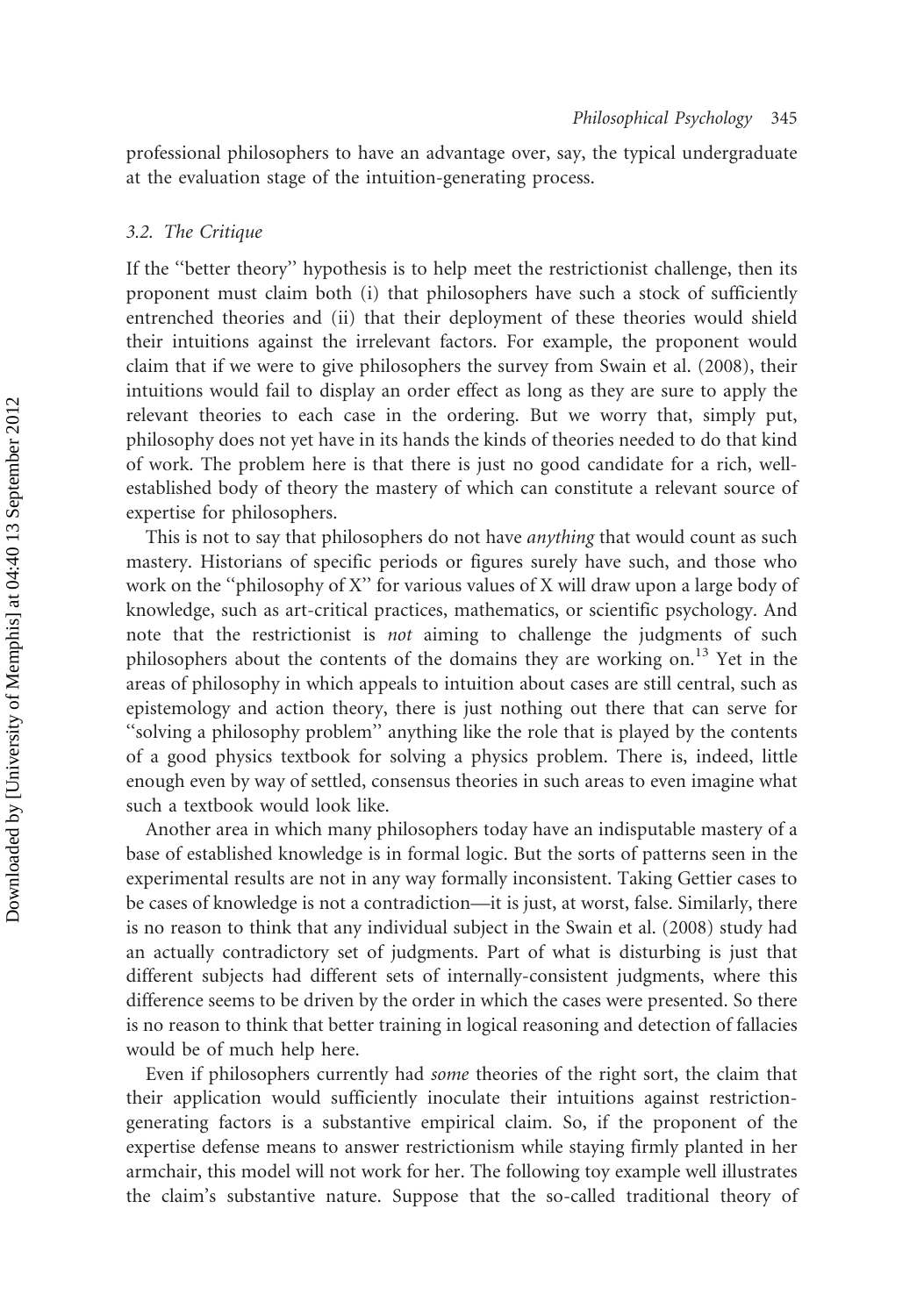professional philosophers to have an advantage over, say, the typical undergraduate at the evaluation stage of the intuition-generating process.

### 3.2. The Critique

If the "better theory" hypothesis is to help meet the restrictionist challenge, then its proponent must claim both (i) that philosophers have such a stock of sufficiently entrenched theories and (ii) that their deployment of these theories would shield their intuitions against the irrelevant factors. For example, the proponent would claim that if we were to give philosophers the survey from Swain et al. (2008), their intuitions would fail to display an order effect as long as they are sure to apply the relevant theories to each case in the ordering. But we worry that, simply put, philosophy does not yet have in its hands the kinds of theories needed to do that kind of work. The problem here is that there is just no good candidate for a rich, well-established body of theory the mastery of which can constitute a relevant source of expertise for philosophers.

This is not to say that philosophers do not have *anything* that would count as such mastery. Historians of specific periods or figures surely have such, and those who work on the "philosophy of X" for various values of X will draw upon a large body of knowledge, such as art-critical practices, mathematics, or scientific psychology. And note that the restrictionist is *not* aiming to challenge the judgments of such philosophers about the contents of the domains they are working on.[13] Yet in the areas of philosophy in which appeals to intuition about cases are still central, such as epistemology and action theory, there is just nothing out there that can serve for "solving a philosophy problem" anything like the role that is played by the contents of a good physics textbook for solving a physics problem. There is, indeed, little enough even by way of settled, consensus theories in such areas to even imagine what such a textbook would look like.

Another area in which many philosophers today have an indisputable mastery of a base of established knowledge is in formal logic. But the sorts of patterns seen in the experimental results are not in any way formally inconsistent. Taking Gettier cases to be cases of knowledge is not a contradiction—it is just, at worst, false. Similarly, there is no reason to think that any individual subject in the Swain et al. (2008) study had an actually contradictory set of judgments. Part of what is disturbing is just that different subjects had different sets of internally-consistent judgments, where this difference seems to be driven by the order in which the cases were presented. So there is no reason to think that better training in logical reasoning and detection of fallacies would be of much help here.

Even if philosophers currently had *some* theories of the right sort, the claim that their application would sufficiently inoculate their intuitions against restriction-generating factors is a substantive empirical claim. So, if the proponent of the expertise defense means to answer restrictionism while staying firmly planted in her armchair, this model will not work for her. The following toy example well illustrates the claim's substantive nature. Suppose that the so-called traditional theory of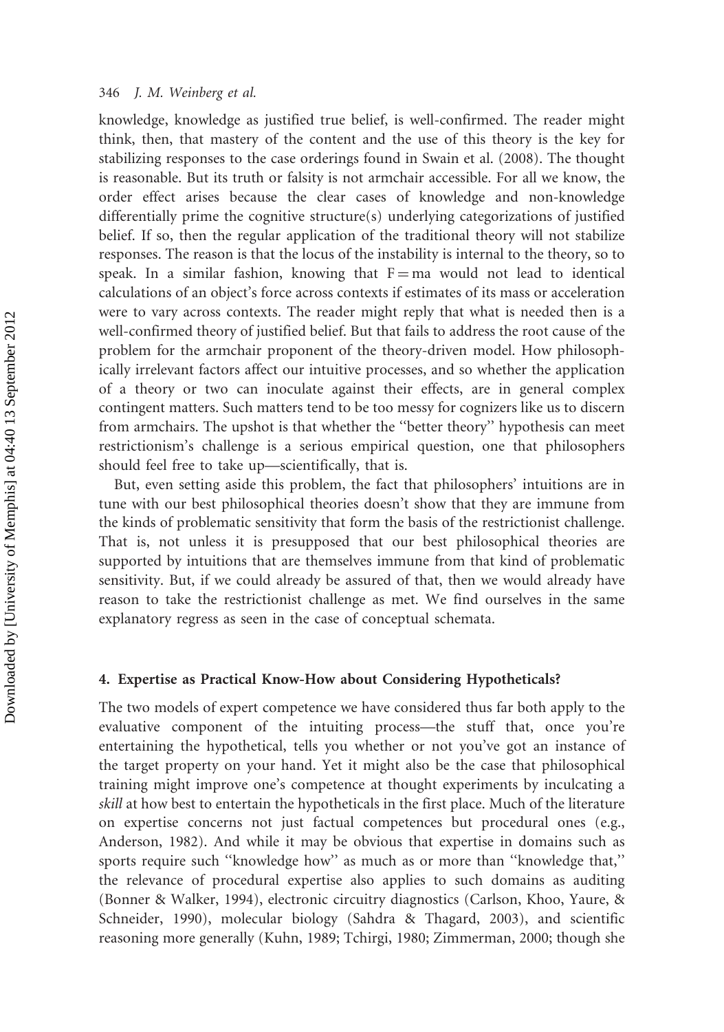knowledge, knowledge as justified true belief, is well-confirmed. The reader might think, then, that mastery of the content and the use of this theory is the key for stabilizing responses to the case orderings found in Swain et al. (2008). The thought is reasonable. But its truth or falsity is not armchair accessible. For all we know, the order effect arises because the clear cases of knowledge and non-knowledge differentially prime the cognitive structure(s) underlying categorizations of justified belief. If so, then the regular application of the traditional theory will not stabilize responses. The reason is that the locus of the instability is internal to the theory, so to speak. In a similar fashion, knowing that $F = ma$ would not lead to identical calculations of an object's force across contexts if estimates of its mass or acceleration were to vary across contexts. The reader might reply that what is needed then is a well-confirmed theory of justified belief. But that fails to address the root cause of the problem for the armchair proponent of the theory-driven model. How philosophically irrelevant factors affect our intuitive processes, and so whether the application of a theory or two can inoculate against their effects, are in general complex contingent matters. Such matters tend to be too messy for cognizers like us to discern from armchairs. The upshot is that whether the ''better theory'' hypothesis can meet restrictionism's challenge is a serious empirical question, one that philosophers should feel free to take up—scientifically, that is.

But, even setting aside this problem, the fact that philosophers' intuitions are in tune with our best philosophical theories doesn't show that they are immune from the kinds of problematic sensitivity that form the basis of the restrictionist challenge. That is, not unless it is presupposed that our best philosophical theories are supported by intuitions that are themselves immune from that kind of problematic sensitivity. But, if we could already be assured of that, then we would already have reason to take the restrictionist challenge as met. We find ourselves in the same explanatory regress as seen in the case of conceptual schemata.

## 4. Expertise as Practical Know-How about Considering Hypotheticals?

The two models of expert competence we have considered thus far both apply to the evaluative component of the intuiting process—the stuff that, once you're entertaining the hypothetical, tells you whether or not you've got an instance of the target property on your hand. Yet it might also be the case that philosophical training might improve one's competence at thought experiments by inculcating a *skill* at how best to entertain the hypotheticals in the first place. Much of the literature on expertise concerns not just factual competences but procedural ones (e.g., Anderson, 1982). And while it may be obvious that expertise in domains such as sports require such ''knowledge how'' as much as or more than ''knowledge that,'' the relevance of procedural expertise also applies to such domains as auditing (Bonner & Walker, 1994), electronic circuitry diagnostics (Carlson, Khoo, Yaure, & Schneider, 1990), molecular biology (Sahdra & Thagard, 2003), and scientific reasoning more generally (Kuhn, 1989; Tchirgi, 1980; Zimmerman, 2000; though she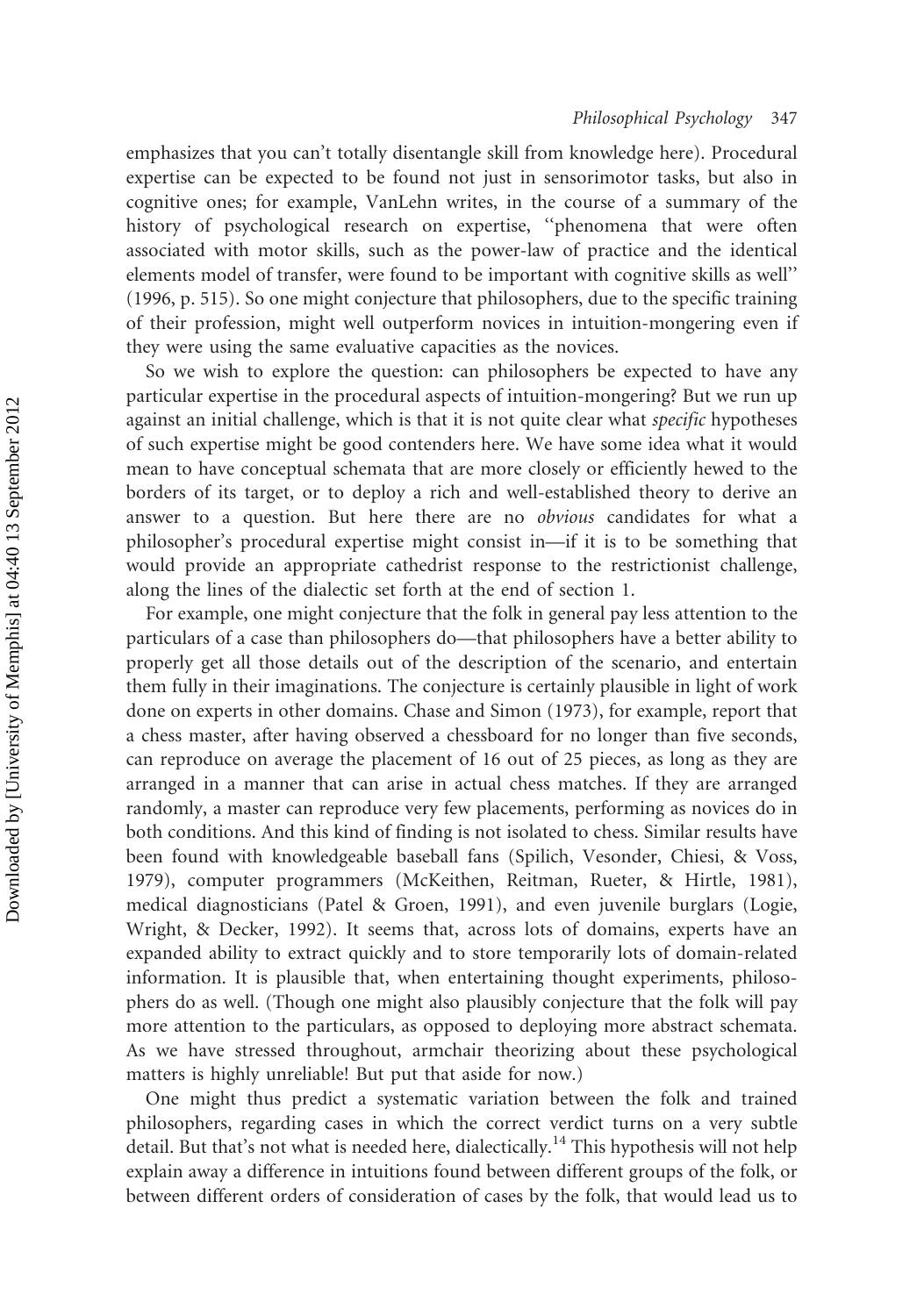emphasizes that you can't totally disentangle skill from knowledge here). Procedural expertise can be expected to be found not just in sensorimotor tasks, but also in cognitive ones; for example, VanLehn writes, in the course of a summary of the history of psychological research on expertise, ''phenomena that were often associated with motor skills, such as the power-law of practice and the identical elements model of transfer, were found to be important with cognitive skills as well'' (1996, p. 515). So one might conjecture that philosophers, due to the specific training of their profession, might well outperform novices in intuition-mongering even if they were using the same evaluative capacities as the novices.

So we wish to explore the question: can philosophers be expected to have any particular expertise in the procedural aspects of intuition-mongering? But we run up against an initial challenge, which is that it is not quite clear what *specific* hypotheses of such expertise might be good contenders here. We have some idea what it would mean to have conceptual schemata that are more closely or efficiently hewed to the borders of its target, or to deploy a rich and well-established theory to derive an answer to a question. But here there are no *obvious* candidates for what a philosopher's procedural expertise might consist in—if it is to be something that would provide an appropriate cathedrist response to the restrictionist challenge, along the lines of the dialectic set forth at the end of section 1.

For example, one might conjecture that the folk in general pay less attention to the particulars of a case than philosophers do—that philosophers have a better ability to properly get all those details out of the description of the scenario, and entertain them fully in their imaginations. The conjecture is certainly plausible in light of work done on experts in other domains. Chase and Simon (1973), for example, report that a chess master, after having observed a chessboard for no longer than five seconds, can reproduce on average the placement of 16 out of 25 pieces, as long as they are arranged in a manner that can arise in actual chess matches. If they are arranged randomly, a master can reproduce very few placements, performing as novices do in both conditions. And this kind of finding is not isolated to chess. Similar results have been found with knowledgeable baseball fans (Spilich, Vesonder, Chiesi, & Voss, 1979), computer programmers (McKeithen, Reitman, Rueter, & Hirtle, 1981), medical diagnosticians (Patel & Groen, 1991), and even juvenile burglars (Logie, Wright, & Decker, 1992). It seems that, across lots of domains, experts have an expanded ability to extract quickly and to store temporarily lots of domain-related information. It is plausible that, when entertaining thought experiments, philosophers do as well. (Though one might also plausibly conjecture that the folk will pay more attention to the particulars, as opposed to deploying more abstract schemata. As we have stressed throughout, armchair theorizing about these psychological matters is highly unreliable! But put that aside for now.)

One might thus predict a systematic variation between the folk and trained philosophers, regarding cases in which the correct verdict turns on a very subtle detail. But that's not what is needed here, dialectically.[14] This hypothesis will not help explain away a difference in intuitions found between different groups of the folk, or between different orders of consideration of cases by the folk, that would lead us to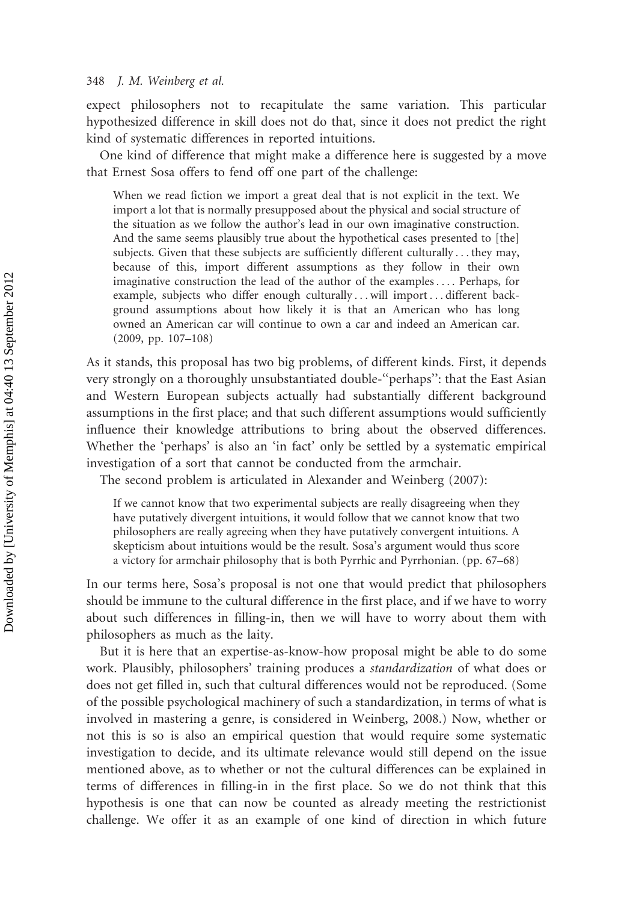expect philosophers not to recapitulate the same variation. This particular hypothesized difference in skill does not do that, since it does not predict the right kind of systematic differences in reported intuitions.

One kind of difference that might make a difference here is suggested by a move that Ernest Sosa offers to fend off one part of the challenge:

> When we read fiction we import a great deal that is not explicit in the text. We import a lot that is normally presupposed about the physical and social structure of the situation as we follow the author's lead in our own imaginative construction. And the same seems plausibly true about the hypothetical cases presented to [the] subjects. Given that these subjects are sufficiently different culturally . . . they may, because of this, import different assumptions as they follow in their own imaginative construction the lead of the author of the examples . . . . Perhaps, for example, subjects who differ enough culturally . . . will import . . . different background assumptions about how likely it is that an American who has long owned an American car will continue to own a car and indeed an American car. (2009, pp. 107–108)

As it stands, this proposal has two big problems, of different kinds. First, it depends very strongly on a thoroughly unsubstantiated double-''perhaps'': that the East Asian and Western European subjects actually had substantially different background assumptions in the first place; and that such different assumptions would sufficiently influence their knowledge attributions to bring about the observed differences. Whether the 'perhaps' is also an 'in fact' only be settled by a systematic empirical investigation of a sort that cannot be conducted from the armchair.

The second problem is articulated in Alexander and Weinberg (2007):

> If we cannot know that two experimental subjects are really disagreeing when they have putatively divergent intuitions, it would follow that we cannot know that two philosophers are really agreeing when they have putatively convergent intuitions. A skepticism about intuitions would be the result. Sosa's argument would thus score a victory for armchair philosophy that is both Pyrrhic and Pyrrhonian. (pp. 67–68)

In our terms here, Sosa's proposal is not one that would predict that philosophers should be immune to the cultural difference in the first place, and if we have to worry about such differences in filling-in, then we will have to worry about them with philosophers as much as the laity.

But it is here that an expertise-as-know-how proposal might be able to do some work. Plausibly, philosophers' training produces a *standardization* of what does or does not get filled in, such that cultural differences would not be reproduced. (Some of the possible psychological machinery of such a standardization, in terms of what is involved in mastering a genre, is considered in Weinberg, 2008.) Now, whether or not this is so is also an empirical question that would require some systematic investigation to decide, and its ultimate relevance would still depend on the issue mentioned above, as to whether or not the cultural differences can be explained in terms of differences in filling-in in the first place. So we do not think that this hypothesis is one that can now be counted as already meeting the restrictionist challenge. We offer it as an example of one kind of direction in which future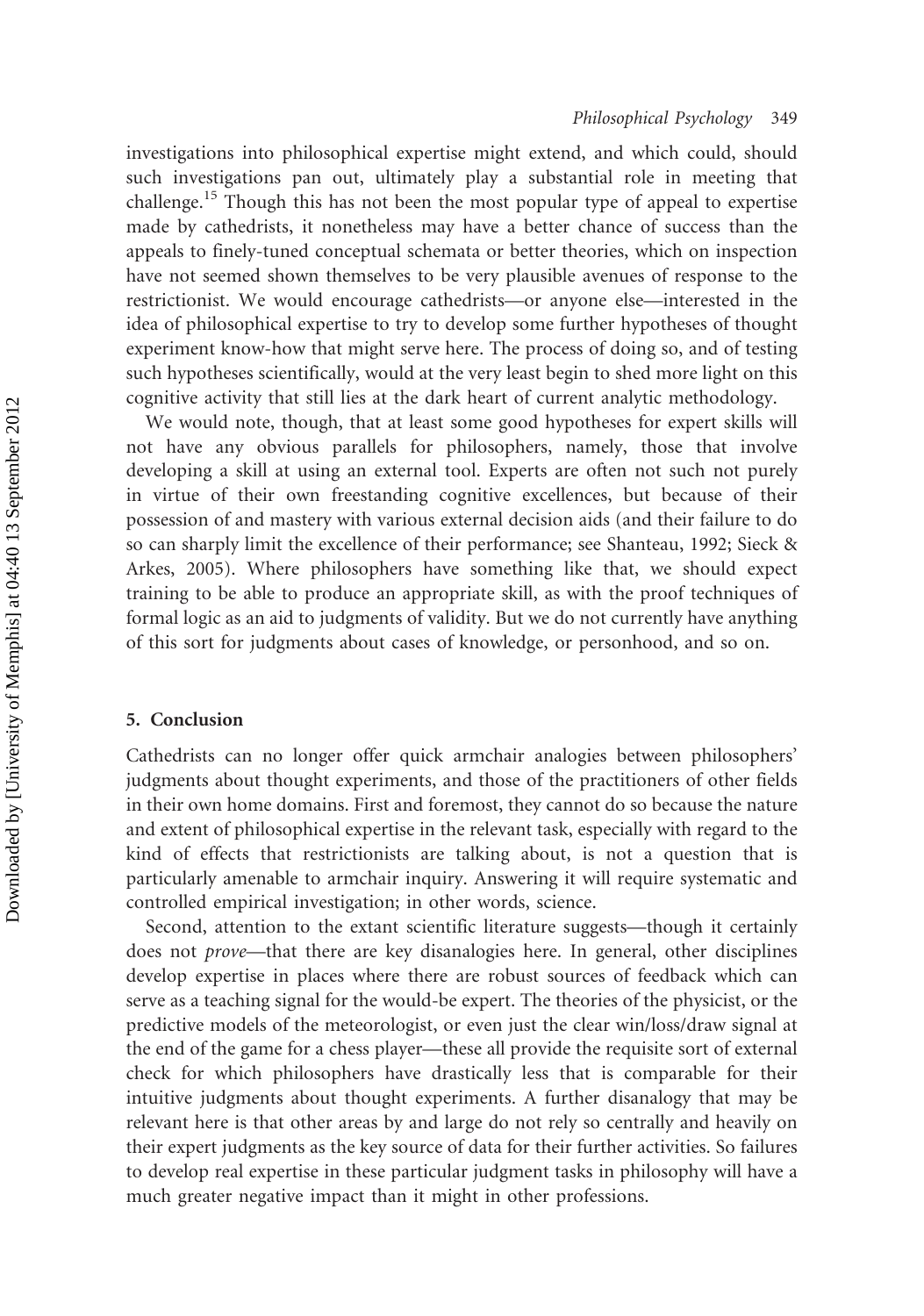investigations into philosophical expertise might extend, and which could, should such investigations pan out, ultimately play a substantial role in meeting that challenge.[15] Though this has not been the most popular type of appeal to expertise made by cathedrists, it nonetheless may have a better chance of success than the appeals to finely-tuned conceptual schemata or better theories, which on inspection have not seemed shown themselves to be very plausible avenues of response to the restrictionist. We would encourage cathedrists—or anyone else—interested in the idea of philosophical expertise to try to develop some further hypotheses of thought experiment know-how that might serve here. The process of doing so, and of testing such hypotheses scientifically, would at the very least begin to shed more light on this cognitive activity that still lies at the dark heart of current analytic methodology.

We would note, though, that at least some good hypotheses for expert skills will not have any obvious parallels for philosophers, namely, those that involve developing a skill at using an external tool. Experts are often not such not purely in virtue of their own freestanding cognitive excellences, but because of their possession of and mastery with various external decision aids (and their failure to do so can sharply limit the excellence of their performance; see Shanteau, 1992; Sieck & Arkes, 2005). Where philosophers have something like that, we should expect training to be able to produce an appropriate skill, as with the proof techniques of formal logic as an aid to judgments of validity. But we do not currently have anything of this sort for judgments about cases of knowledge, or personhood, and so on.

## 5. Conclusion

Cathedrists can no longer offer quick armchair analogies between philosophers' judgments about thought experiments, and those of the practitioners of other fields in their own home domains. First and foremost, they cannot do so because the nature and extent of philosophical expertise in the relevant task, especially with regard to the kind of effects that restrictionists are talking about, is not a question that is particularly amenable to armchair inquiry. Answering it will require systematic and controlled empirical investigation; in other words, science.

Second, attention to the extant scientific literature suggests—though it certainly does not *prove*—that there are key disanalogies here. In general, other disciplines develop expertise in places where there are robust sources of feedback which can serve as a teaching signal for the would-be expert. The theories of the physicist, or the predictive models of the meteorologist, or even just the clear win/loss/draw signal at the end of the game for a chess player—these all provide the requisite sort of external check for which philosophers have drastically less that is comparable for their intuitive judgments about thought experiments. A further disanalogy that may be relevant here is that other areas by and large do not rely so centrally and heavily on their expert judgments as the key source of data for their further activities. So failures to develop real expertise in these particular judgment tasks in philosophy will have a much greater negative impact than it might in other professions.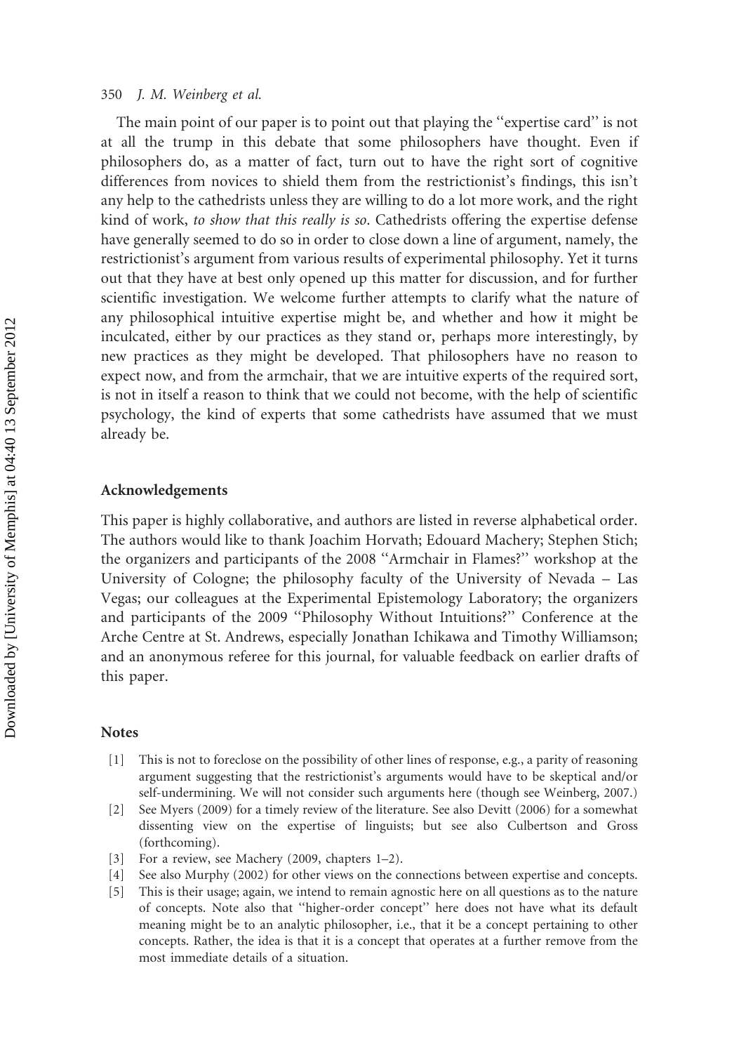The main point of our paper is to point out that playing the ''expertise card'' is not at all the trump in this debate that some philosophers have thought. Even if philosophers do, as a matter of fact, turn out to have the right sort of cognitive differences from novices to shield them from the restrictionist's findings, this isn't any help to the cathedrists unless they are willing to do a lot more work, and the right kind of work, *to show that this really is so*. Cathedrists offering the expertise defense have generally seemed to do so in order to close down a line of argument, namely, the restrictionist's argument from various results of experimental philosophy. Yet it turns out that they have at best only opened up this matter for discussion, and for further scientific investigation. We welcome further attempts to clarify what the nature of any philosophical intuitive expertise might be, and whether and how it might be inculcated, either by our practices as they stand or, perhaps more interestingly, by new practices as they might be developed. That philosophers have no reason to expect now, and from the armchair, that we are intuitive experts of the required sort, is not in itself a reason to think that we could not become, with the help of scientific psychology, the kind of experts that some cathedrists have assumed that we must already be.

## Acknowledgements

This paper is highly collaborative, and authors are listed in reverse alphabetical order. The authors would like to thank Joachim Horvath; Edouard Machery; Stephen Stich; the organizers and participants of the 2008 ''Armchair in Flames?'' workshop at the University of Cologne; the philosophy faculty of the University of Nevada – Las Vegas; our colleagues at the Experimental Epistemology Laboratory; the organizers and participants of the 2009 ''Philosophy Without Intuitions?'' Conference at the Arche Centre at St. Andrews, especially Jonathan Ichikawa and Timothy Williamson; and an anonymous referee for this journal, for valuable feedback on earlier drafts of this paper.

## Notes

[1] This is not to foreclose on the possibility of other lines of response, e.g., a parity of reasoning argument suggesting that the restrictionist's arguments would have to be skeptical and/or self-undermining. We will not consider such arguments here (though see Weinberg, 2007.)

[2] See Myers (2009) for a timely review of the literature. See also Devitt (2006) for a somewhat dissenting view on the expertise of linguists; but see also Culbertson and Gross (forthcoming).

[3] For a review, see Machery (2009, chapters 1–2).

[4] See also Murphy (2002) for other views on the connections between expertise and concepts.

[5] This is their usage; again, we intend to remain agnostic here on all questions as to the nature of concepts. Note also that ''higher-order concept'' here does not have what its default meaning might be to an analytic philosopher, i.e., that it be a concept pertaining to other concepts. Rather, the idea is that it is a concept that operates at a further remove from the most immediate details of a situation.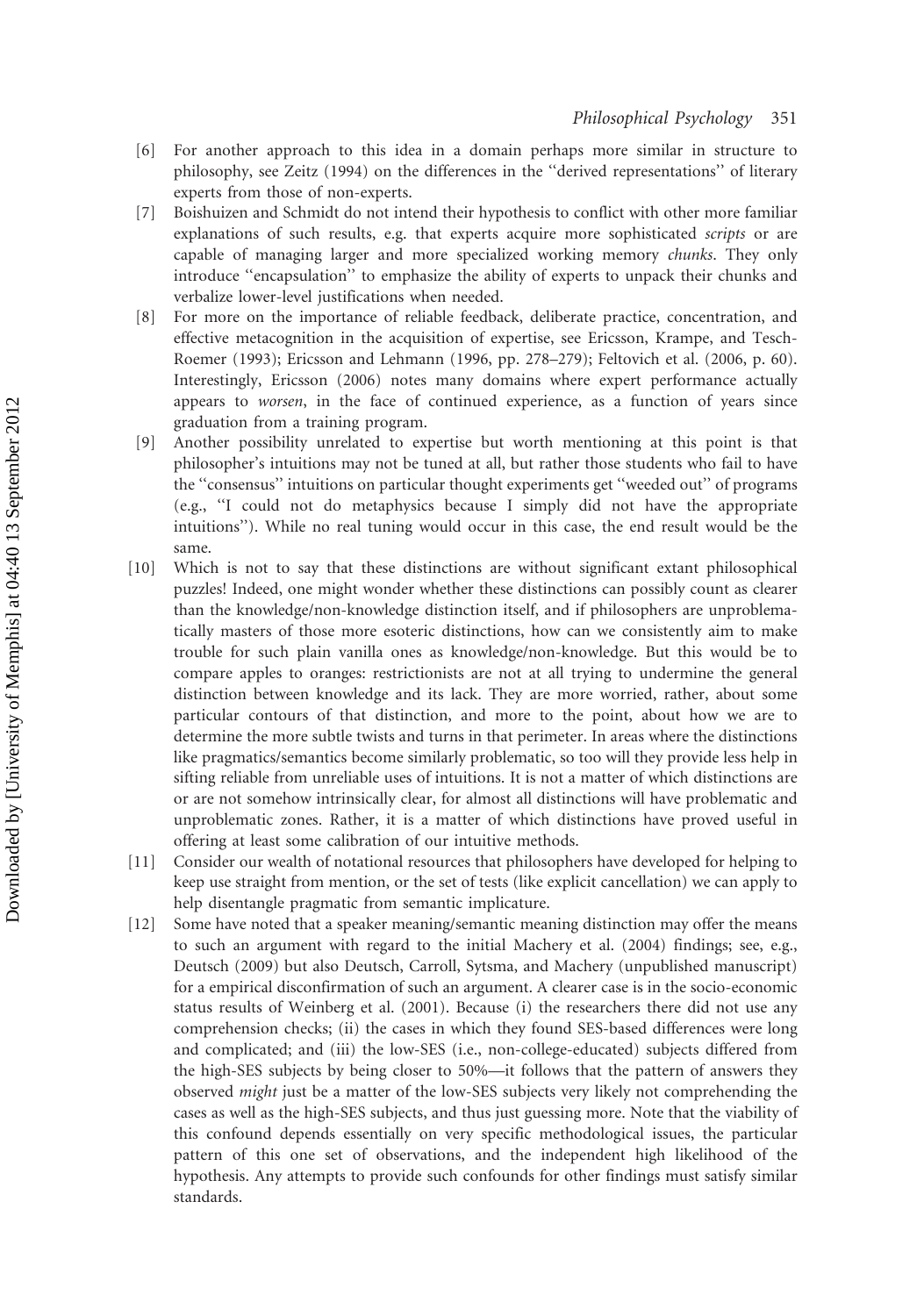[6] For another approach to this idea in a domain perhaps more similar in structure to philosophy, see Zeitz (1994) on the differences in the ''derived representations'' of literary experts from those of non-experts.

[7] Boishuizen and Schmidt do not intend their hypothesis to conflict with other more familiar explanations of such results, e.g. that experts acquire more sophisticated *scripts* or are capable of managing larger and more specialized working memory *chunks*. They only introduce ''encapsulation'' to emphasize the ability of experts to unpack their chunks and verbalize lower-level justifications when needed.

[8] For more on the importance of reliable feedback, deliberate practice, concentration, and effective metacognition in the acquisition of expertise, see Ericsson, Krampe, and Tesch-Roemer (1993); Ericsson and Lehmann (1996, pp. 278–279); Feltovich et al. (2006, p. 60). Interestingly, Ericsson (2006) notes many domains where expert performance actually appears to *worsen*, in the face of continued experience, as a function of years since graduation from a training program.

[9] Another possibility unrelated to expertise but worth mentioning at this point is that philosopher's intuitions may not be tuned at all, but rather those students who fail to have the ''consensus'' intuitions on particular thought experiments get ''weeded out'' of programs (e.g., ''I could not do metaphysics because I simply did not have the appropriate intuitions''). While no real tuning would occur in this case, the end result would be the same.

[10] Which is not to say that these distinctions are without significant extant philosophical puzzles! Indeed, one might wonder whether these distinctions can possibly count as clearer than the knowledge/non-knowledge distinction itself, and if philosophers are unproblematically masters of those more esoteric distinctions, how can we consistently aim to make trouble for such plain vanilla ones as knowledge/non-knowledge. But this would be to compare apples to oranges: restrictionists are not at all trying to undermine the general distinction between knowledge and its lack. They are more worried, rather, about some particular contours of that distinction, and more to the point, about how we are to determine the more subtle twists and turns in that perimeter. In areas where the distinctions like pragmatics/semantics become similarly problematic, so too will they provide less help in sifting reliable from unreliable uses of intuitions. It is not a matter of which distinctions are or are not somehow intrinsically clear, for almost all distinctions will have problematic and unproblematic zones. Rather, it is a matter of which distinctions have proved useful in offering at least some calibration of our intuitive methods.

[11] Consider our wealth of notational resources that philosophers have developed for helping to keep use straight from mention, or the set of tests (like explicit cancellation) we can apply to help disentangle pragmatic from semantic implicature.

[12] Some have noted that a speaker meaning/semantic meaning distinction may offer the means to such an argument with regard to the initial Machery et al. (2004) findings; see, e.g., Deutsch (2009) but also Deutsch, Carroll, Sytsma, and Machery (unpublished manuscript) for a empirical disconfirmation of such an argument. A clearer case is in the socio-economic status results of Weinberg et al. (2001). Because (i) the researchers there did not use any comprehension checks; (ii) the cases in which they found SES-based differences were long and complicated; and (iii) the low-SES (i.e., non-college-educated) subjects differed from the high-SES subjects by being closer to 50%—it follows that the pattern of answers they observed *might* just be a matter of the low-SES subjects very likely not comprehending the cases as well as the high-SES subjects, and thus just guessing more. Note that the viability of this confound depends essentially on very specific methodological issues, the particular pattern of this one set of observations, and the independent high likelihood of the hypothesis. Any attempts to provide such confounds for other findings must satisfy similar standards.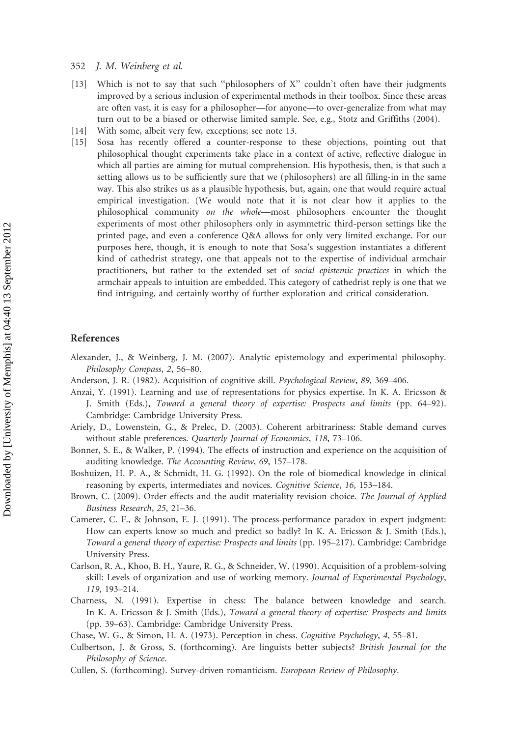[13] Which is not to say that such ''philosophers of X'' couldn't often have their judgments improved by a serious inclusion of experimental methods in their toolbox. Since these areas are often vast, it is easy for a philosopher—for anyone—to over-generalize from what may turn out to be a biased or otherwise limited sample. See, e.g., Stotz and Griffiths (2004).

[14] With some, albeit very few, exceptions; see note 13.

[15] Sosa has recently offered a counter-response to these objections, pointing out that philosophical thought experiments take place in a context of active, reflective dialogue in which all parties are aiming for mutual comprehension. His hypothesis, then, is that such a setting allows us to be sufficiently sure that we (philosophers) are all filling-in in the same way. This also strikes us as a plausible hypothesis, but, again, one that would require actual empirical investigation. (We would note that it is not clear how it applies to the philosophical community *on the whole*—most philosophers encounter the thought experiments of most other philosophers only in asymmetric third-person settings like the printed page, and even a conference Q&A allows for only very limited exchange. For our purposes here, though, it is enough to note that Sosa's suggestion instantiates a different kind of cathedrist strategy, one that appeals not to the expertise of individual armchair practitioners, but rather to the extended set of *social epistemic practices* in which the armchair appeals to intuition are embedded. This category of cathedrist reply is one that we find intriguing, and certainly worthy of further exploration and critical consideration.

## References

Alexander, J., & Weinberg, J. M. (2007). Analytic epistemology and experimental philosophy. *Philosophy Compass*, *2*, 56–80.

Anderson, J. R. (1982). Acquisition of cognitive skill. *Psychological Review*, *89*, 369–406.

Anzai, Y. (1991). Learning and use of representations for physics expertise. In K. A. Ericsson & J. Smith (Eds.), *Toward a general theory of expertise: Prospects and limits* (pp. 64–92). Cambridge: Cambridge University Press.

Ariely, D., Lowenstein, G., & Prelec, D. (2003). Coherent arbitrariness: Stable demand curves without stable preferences. *Quarterly Journal of Economics*, *118*, 73–106.

Bonner, S. E., & Walker, P. (1994). The effects of instruction and experience on the acquisition of auditing knowledge. *The Accounting Review*, *69*, 157–178.

Boshuizen, H. P. A., & Schmidt, H. G. (1992). On the role of biomedical knowledge in clinical reasoning by experts, intermediates and novices. *Cognitive Science*, *16*, 153–184.

Brown, C. (2009). Order effects and the audit materiality revision choice. *The Journal of Applied Business Research*, *25*, 21–36.

Camerer, C. F., & Johnson, E. J. (1991). The process-performance paradox in expert judgment: How can experts know so much and predict so badly? In K. A. Ericsson & J. Smith (Eds.), *Toward a general theory of expertise: Prospects and limits* (pp. 195–217). Cambridge: Cambridge University Press.

Carlson, R. A., Khoo, B. H., Yaure, R. G., & Schneider, W. (1990). Acquisition of a problem-solving skill: Levels of organization and use of working memory. *Journal of Experimental Psychology*, *119*, 193–214.

Charness, N. (1991). Expertise in chess: The balance between knowledge and search. In K. A. Ericsson & J. Smith (Eds.), *Toward a general theory of expertise: Prospects and limits* (pp. 39–63). Cambridge: Cambridge University Press.

Chase, W. G., & Simon, H. A. (1973). Perception in chess. *Cognitive Psychology*, *4*, 55–81.

Culbertson, J. & Gross, S. (forthcoming). Are linguists better subjects? *British Journal for the Philosophy of Science*.

Cullen, S. (forthcoming). Survey-driven romanticism. *European Review of Philosophy*.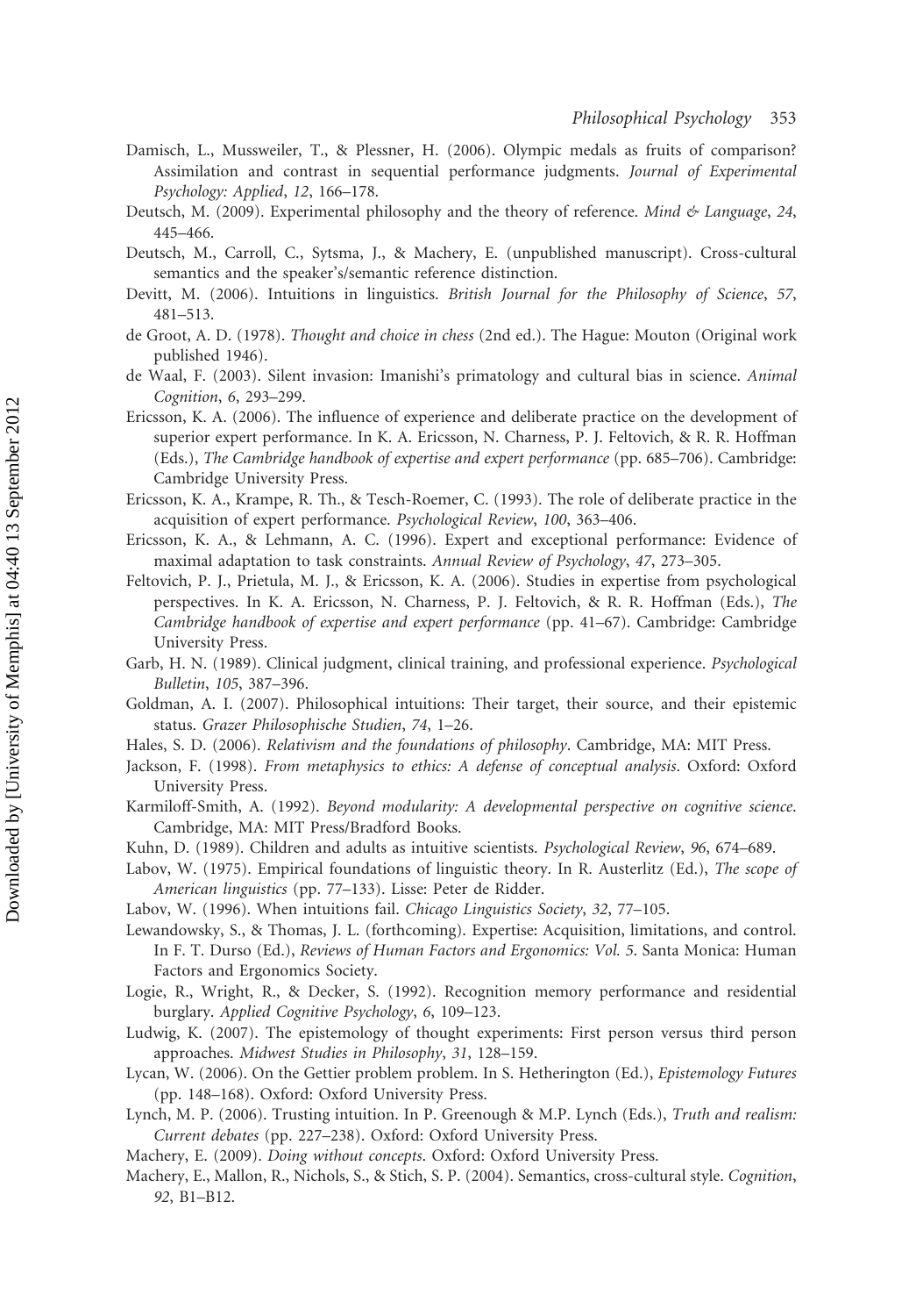Damisch, L., Mussweiler, T., & Plessner, H. (2006). Olympic medals as fruits of comparison? Assimilation and contrast in sequential performance judgments. *Journal of Experimental Psychology: Applied*, *12*, 166–178.

Deutsch, M. (2009). Experimental philosophy and the theory of reference. *Mind & Language*, *24*, 445–466.

Deutsch, M., Carroll, C., Sytsma, J., & Machery, E. (unpublished manuscript). Cross-cultural semantics and the speaker's/semantic reference distinction.

Devitt, M. (2006). Intuitions in linguistics. *British Journal for the Philosophy of Science*, *57*, 481–513.

de Groot, A. D. (1978). *Thought and choice in chess* (2nd ed.). The Hague: Mouton (Original work published 1946).

de Waal, F. (2003). Silent invasion: Imanishi's primatology and cultural bias in science. *Animal Cognition*, *6*, 293–299.

Ericsson, K. A. (2006). The influence of experience and deliberate practice on the development of superior expert performance. In K. A. Ericsson, N. Charness, P. J. Feltovich, & R. R. Hoffman (Eds.), *The Cambridge handbook of expertise and expert performance* (pp. 685–706). Cambridge: Cambridge University Press.

Ericsson, K. A., Krampe, R. Th., & Tesch-Roemer, C. (1993). The role of deliberate practice in the acquisition of expert performance. *Psychological Review*, *100*, 363–406.

Ericsson, K. A., & Lehmann, A. C. (1996). Expert and exceptional performance: Evidence of maximal adaptation to task constraints. *Annual Review of Psychology*, *47*, 273–305.

Feltovich, P. J., Prietula, M. J., & Ericsson, K. A. (2006). Studies in expertise from psychological perspectives. In K. A. Ericsson, N. Charness, P. J. Feltovich, & R. R. Hoffman (Eds.), *The Cambridge handbook of expertise and expert performance* (pp. 41–67). Cambridge: Cambridge University Press.

Garb, H. N. (1989). Clinical judgment, clinical training, and professional experience. *Psychological Bulletin*, *105*, 387–396.

Goldman, A. I. (2007). Philosophical intuitions: Their target, their source, and their epistemic status. *Grazer Philosophische Studien*, *74*, 1–26.

Hales, S. D. (2006). *Relativism and the foundations of philosophy*. Cambridge, MA: MIT Press.

Jackson, F. (1998). *From metaphysics to ethics: A defense of conceptual analysis*. Oxford: Oxford University Press.

Karmiloff-Smith, A. (1992). *Beyond modularity: A developmental perspective on cognitive science*. Cambridge, MA: MIT Press/Bradford Books.

Kuhn, D. (1989). Children and adults as intuitive scientists. *Psychological Review*, *96*, 674–689.

Labov, W. (1975). Empirical foundations of linguistic theory. In R. Austerlitz (Ed.), *The scope of American linguistics* (pp. 77–133). Lisse: Peter de Ridder.

Labov, W. (1996). When intuitions fail. *Chicago Linguistics Society*, *32*, 77–105.

Lewandowsky, S., & Thomas, J. L. (forthcoming). Expertise: Acquisition, limitations, and control. In F. T. Durso (Ed.), *Reviews of Human Factors and Ergonomics: Vol. 5*. Santa Monica: Human Factors and Ergonomics Society.

Logie, R., Wright, R., & Decker, S. (1992). Recognition memory performance and residential burglary. *Applied Cognitive Psychology*, *6*, 109–123.

Ludwig, K. (2007). The epistemology of thought experiments: First person versus third person approaches. *Midwest Studies in Philosophy*, *31*, 128–159.

Lycan, W. (2006). On the Gettier problem problem. In S. Hetherington (Ed.), *Epistemology Futures* (pp. 148–168). Oxford: Oxford University Press.

Lynch, M. P. (2006). Trusting intuition. In P. Greenough & M.P. Lynch (Eds.), *Truth and realism: Current debates* (pp. 227–238). Oxford: Oxford University Press.

Machery, E. (2009). *Doing without concepts*. Oxford: Oxford University Press.

Machery, E., Mallon, R., Nichols, S., & Stich, S. P. (2004). Semantics, cross-cultural style. *Cognition*, *92*, B1–B12.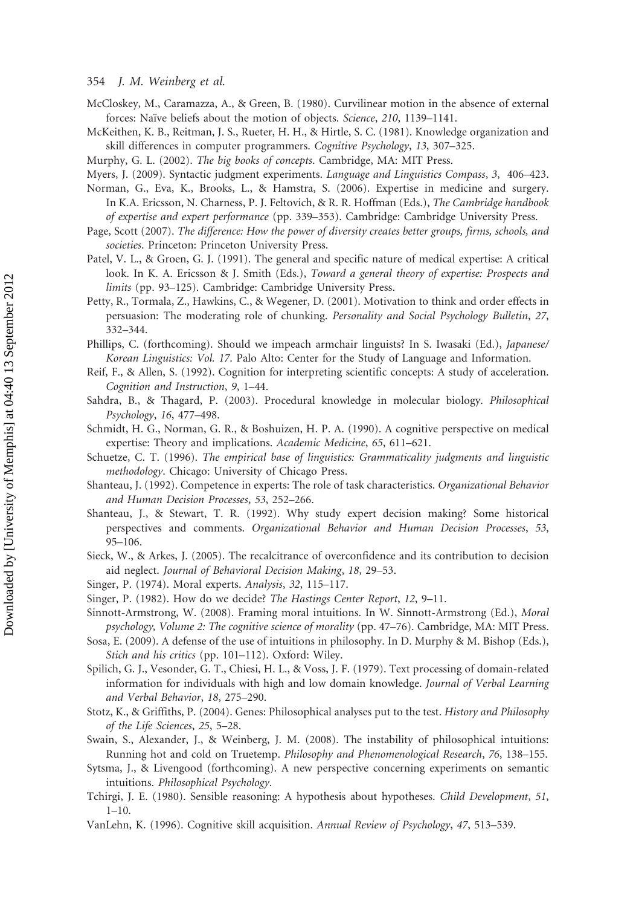McCloskey, M., Caramazza, A., & Green, B. (1980). Curvilinear motion in the absence of external forces: Naïve beliefs about the motion of objects. *Science*, *210*, 1139–1141.

McKeithen, K. B., Reitman, J. S., Rueter, H. H., & Hirtle, S. C. (1981). Knowledge organization and skill differences in computer programmers. *Cognitive Psychology*, *13*, 307–325.

Murphy, G. L. (2002). *The big books of concepts*. Cambridge, MA: MIT Press.

Myers, J. (2009). Syntactic judgment experiments. *Language and Linguistics Compass*, *3*, 406–423.

Norman, G., Eva, K., Brooks, L., & Hamstra, S. (2006). Expertise in medicine and surgery. In K.A. Ericsson, N. Charness, P. J. Feltovich, & R. R. Hoffman (Eds.), *The Cambridge handbook of expertise and expert performance* (pp. 339–353). Cambridge: Cambridge University Press.

Page, Scott (2007). *The difference: How the power of diversity creates better groups, firms, schools, and societies*. Princeton: Princeton University Press.

Patel, V. L., & Groen, G. J. (1991). The general and specific nature of medical expertise: A critical look. In K. A. Ericsson & J. Smith (Eds.), *Toward a general theory of expertise: Prospects and limits* (pp. 93–125). Cambridge: Cambridge University Press.

Petty, R., Tormala, Z., Hawkins, C., & Wegener, D. (2001). Motivation to think and order effects in persuasion: The moderating role of chunking. *Personality and Social Psychology Bulletin*, *27*, 332–344.

Phillips, C. (forthcoming). Should we impeach armchair linguists? In S. Iwasaki (Ed.), *Japanese/Korean Linguistics: Vol. 17*. Palo Alto: Center for the Study of Language and Information.

Reif, F., & Allen, S. (1992). Cognition for interpreting scientific concepts: A study of acceleration. *Cognition and Instruction*, *9*, 1–44.

Sahdra, B., & Thagard, P. (2003). Procedural knowledge in molecular biology. *Philosophical Psychology*, *16*, 477–498.

Schmidt, H. G., Norman, G. R., & Boshuizen, H. P. A. (1990). A cognitive perspective on medical expertise: Theory and implications. *Academic Medicine*, *65*, 611–621.

Schuetze, C. T. (1996). *The empirical base of linguistics: Grammaticality judgments and linguistic methodology*. Chicago: University of Chicago Press.

Shanteau, J. (1992). Competence in experts: The role of task characteristics. *Organizational Behavior and Human Decision Processes*, *53*, 252–266.

Shanteau, J., & Stewart, T. R. (1992). Why study expert decision making? Some historical perspectives and comments. *Organizational Behavior and Human Decision Processes*, *53*, 95–106.

Sieck, W., & Arkes, J. (2005). The recalcitrance of overconfidence and its contribution to decision aid neglect. *Journal of Behavioral Decision Making*, *18*, 29–53.

Singer, P. (1974). Moral experts. *Analysis*, *32*, 115–117.

Singer, P. (1982). How do we decide? *The Hastings Center Report*, *12*, 9–11.

Sinnott-Armstrong, W. (2008). Framing moral intuitions. In W. Sinnott-Armstrong (Ed.), *Moral psychology, Volume 2: The cognitive science of morality* (pp. 47–76). Cambridge, MA: MIT Press.

Sosa, E. (2009). A defense of the use of intuitions in philosophy. In D. Murphy & M. Bishop (Eds.), *Stich and his critics* (pp. 101–112). Oxford: Wiley.

Spilich, G. J., Vesonder, G. T., Chiesi, H. L., & Voss, J. F. (1979). Text processing of domain-related information for individuals with high and low domain knowledge. *Journal of Verbal Learning and Verbal Behavior*, *18*, 275–290.

Stotz, K., & Griffiths, P. (2004). Genes: Philosophical analyses put to the test. *History and Philosophy of the Life Sciences*, *25*, 5–28.

Swain, S., Alexander, J., & Weinberg, J. M. (2008). The instability of philosophical intuitions: Running hot and cold on Truetemp. *Philosophy and Phenomenological Research*, *76*, 138–155.

Sytsma, J., & Livengood (forthcoming). A new perspective concerning experiments on semantic intuitions. *Philosophical Psychology*.

Tchirgi, J. E. (1980). Sensible reasoning: A hypothesis about hypotheses. *Child Development*, *51*, 1–10.

VanLehn, K. (1996). Cognitive skill acquisition. *Annual Review of Psychology*, *47*, 513–539.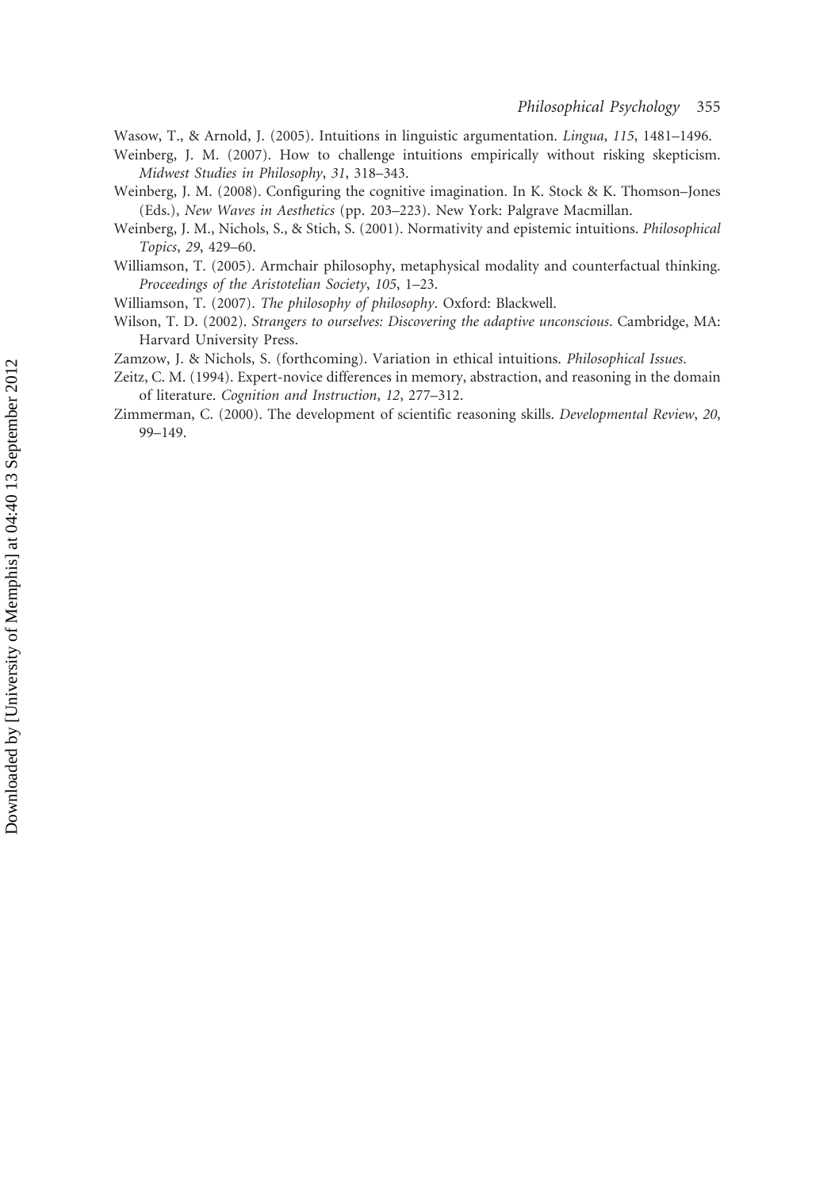Wasow, T., & Arnold, J. (2005). Intuitions in linguistic argumentation. *Lingua*, *115*, 1481–1496.

Weinberg, J. M. (2007). How to challenge intuitions empirically without risking skepticism. *Midwest Studies in Philosophy*, *31*, 318–343.

Weinberg, J. M. (2008). Configuring the cognitive imagination. In K. Stock & K. Thomson–Jones (Eds.), *New Waves in Aesthetics* (pp. 203–223). New York: Palgrave Macmillan.

Weinberg, J. M., Nichols, S., & Stich, S. (2001). Normativity and epistemic intuitions. *Philosophical Topics*, *29*, 429–60.

Williamson, T. (2005). Armchair philosophy, metaphysical modality and counterfactual thinking. *Proceedings of the Aristotelian Society*, *105*, 1–23.

Williamson, T. (2007). *The philosophy of philosophy*. Oxford: Blackwell.

Wilson, T. D. (2002). *Strangers to ourselves: Discovering the adaptive unconscious*. Cambridge, MA: Harvard University Press.

Zamzow, J. & Nichols, S. (forthcoming). Variation in ethical intuitions. *Philosophical Issues*.

Zeitz, C. M. (1994). Expert-novice differences in memory, abstraction, and reasoning in the domain of literature. *Cognition and Instruction*, *12*, 277–312.

Zimmerman, C. (2000). The development of scientific reasoning skills. *Developmental Review*, *20*, 99–149.